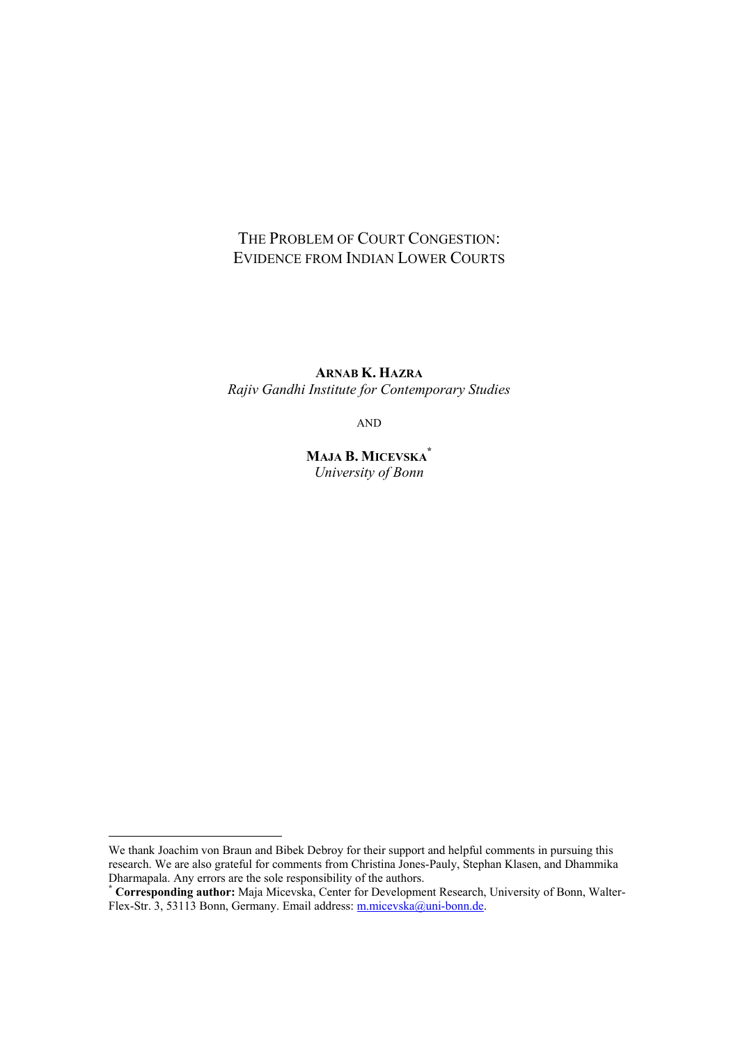# The Problem of Court Congestion: Evidence from Indian Lower Courts

**Arnab K. Hazra**
*Rajiv Gandhi Institute for Contemporary Studies*

AND

**Maja B. Micevska**[*]
*University of Bonn*

---

We thank Joachim von Braun and Bibek Debroy for their support and helpful comments in pursuing this research. We are also grateful for comments from Christina Jones-Pauly, Stephan Klasen, and Dhammika Dharmapala. Any errors are the sole responsibility of the authors.

[*] **Corresponding author:** Maja Micevska, Center for Development Research, University of Bonn, Walter-Flex-Str. 3, 53113 Bonn, Germany. Email address: m.micevska@uni-bonn.de.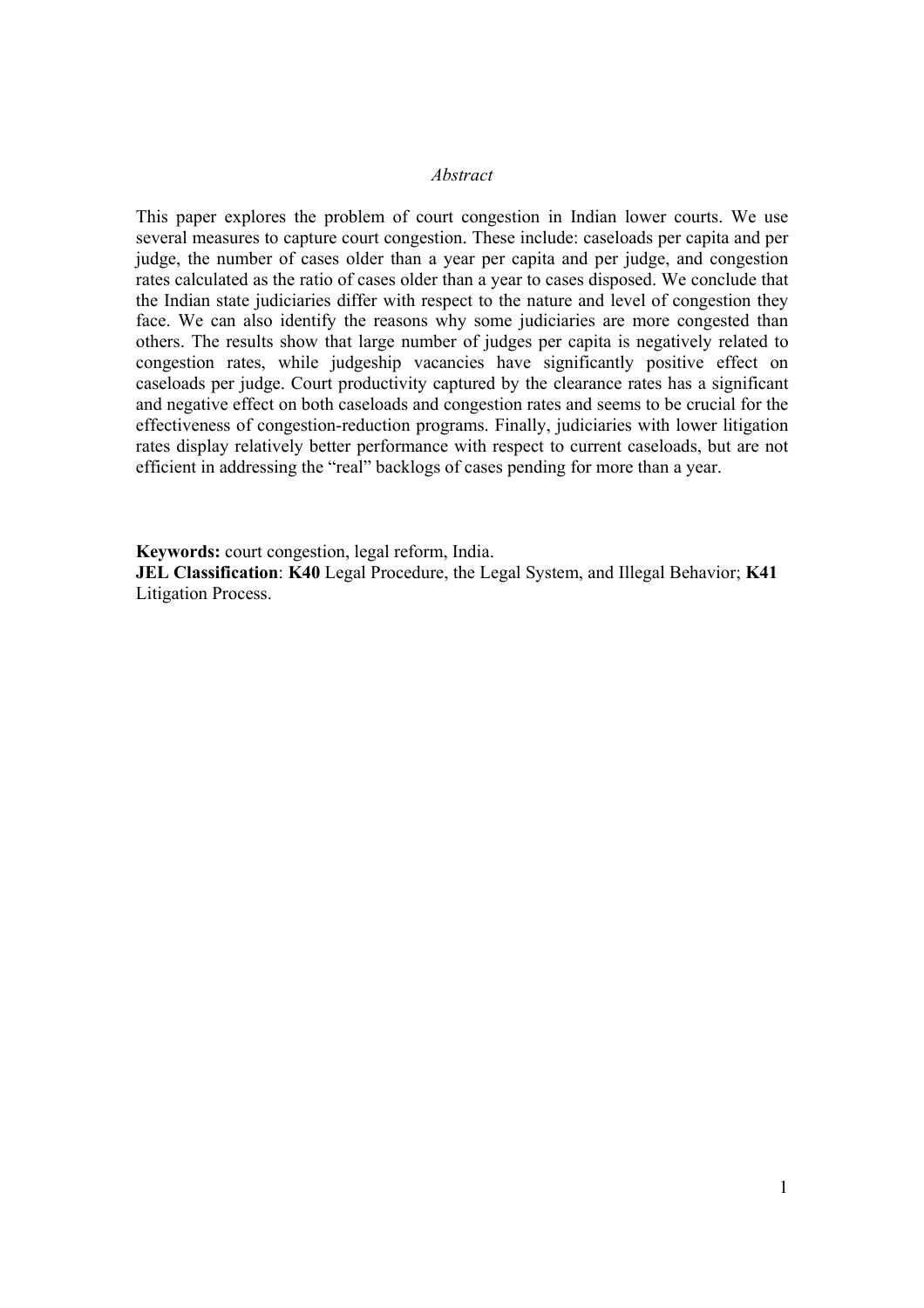*Abstract*

This paper explores the problem of court congestion in Indian lower courts. We use several measures to capture court congestion. These include: caseloads per capita and per judge, the number of cases older than a year per capita and per judge, and congestion rates calculated as the ratio of cases older than a year to cases disposed. We conclude that the Indian state judiciaries differ with respect to the nature and level of congestion they face. We can also identify the reasons why some judiciaries are more congested than others. The results show that large number of judges per capita is negatively related to congestion rates, while judgeship vacancies have significantly positive effect on caseloads per judge. Court productivity captured by the clearance rates has a significant and negative effect on both caseloads and congestion rates and seems to be crucial for the effectiveness of congestion-reduction programs. Finally, judiciaries with lower litigation rates display relatively better performance with respect to current caseloads, but are not efficient in addressing the "real" backlogs of cases pending for more than a year.

**Keywords:** court congestion, legal reform, India.

**JEL Classification**: **K40** Legal Procedure, the Legal System, and Illegal Behavior; **K41** Litigation Process.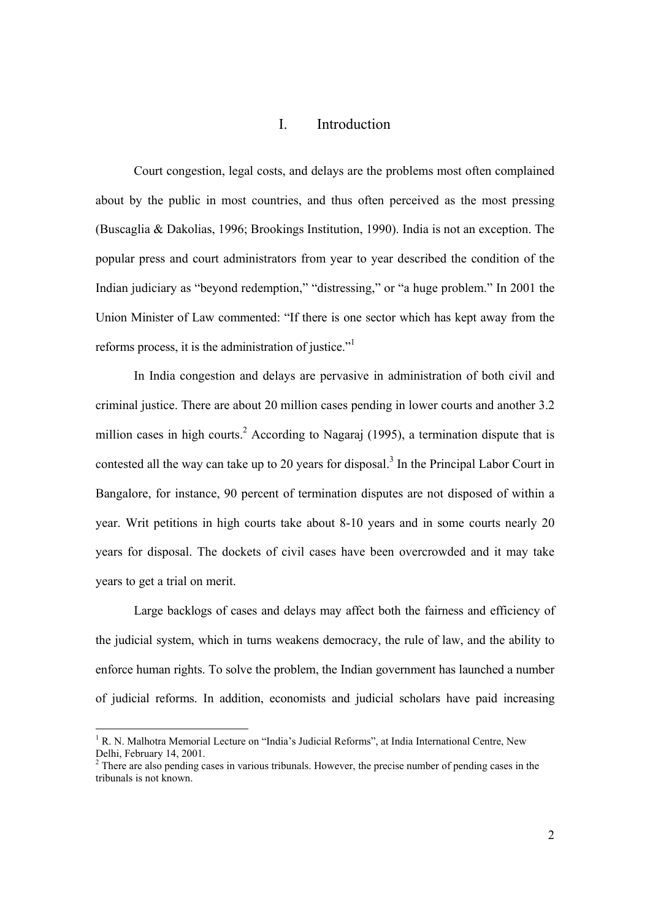# I. Introduction

Court congestion, legal costs, and delays are the problems most often complained about by the public in most countries, and thus often perceived as the most pressing (Buscaglia & Dakolias, 1996; Brookings Institution, 1990). India is not an exception. The popular press and court administrators from year to year described the condition of the Indian judiciary as "beyond redemption," "distressing," or "a huge problem." In 2001 the Union Minister of Law commented: "If there is one sector which has kept away from the reforms process, it is the administration of justice."[1]

In India congestion and delays are pervasive in administration of both civil and criminal justice. There are about 20 million cases pending in lower courts and another 3.2 million cases in high courts.[2] According to Nagaraj (1995), a termination dispute that is contested all the way can take up to 20 years for disposal.[3] In the Principal Labor Court in Bangalore, for instance, 90 percent of termination disputes are not disposed of within a year. Writ petitions in high courts take about 8-10 years and in some courts nearly 20 years for disposal. The dockets of civil cases have been overcrowded and it may take years to get a trial on merit.

Large backlogs of cases and delays may affect both the fairness and efficiency of the judicial system, which in turns weakens democracy, the rule of law, and the ability to enforce human rights. To solve the problem, the Indian government has launched a number of judicial reforms. In addition, economists and judicial scholars have paid increasing

[1] R. N. Malhotra Memorial Lecture on "India's Judicial Reforms", at India International Centre, New Delhi, February 14, 2001.

[2] There are also pending cases in various tribunals. However, the precise number of pending cases in the tribunals is not known.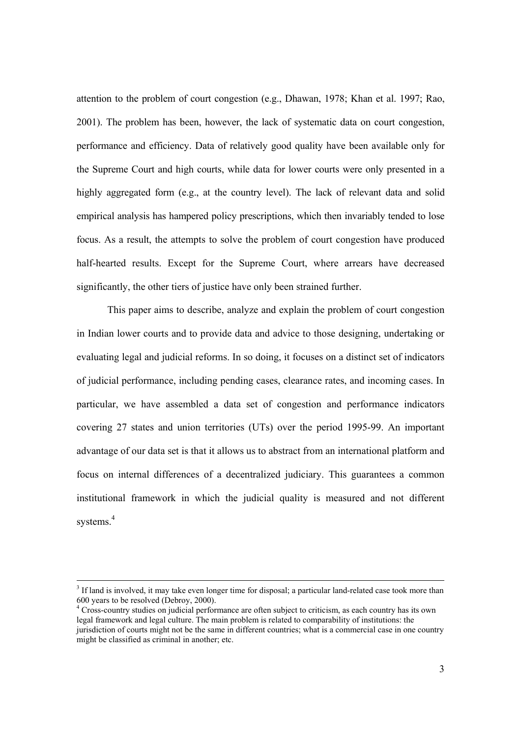attention to the problem of court congestion (e.g., Dhawan, 1978; Khan et al. 1997; Rao, 2001). The problem has been, however, the lack of systematic data on court congestion, performance and efficiency. Data of relatively good quality have been available only for the Supreme Court and high courts, while data for lower courts were only presented in a highly aggregated form (e.g., at the country level). The lack of relevant data and solid empirical analysis has hampered policy prescriptions, which then invariably tended to lose focus. As a result, the attempts to solve the problem of court congestion have produced half-hearted results. Except for the Supreme Court, where arrears have decreased significantly, the other tiers of justice have only been strained further.

This paper aims to describe, analyze and explain the problem of court congestion in Indian lower courts and to provide data and advice to those designing, undertaking or evaluating legal and judicial reforms. In so doing, it focuses on a distinct set of indicators of judicial performance, including pending cases, clearance rates, and incoming cases. In particular, we have assembled a data set of congestion and performance indicators covering 27 states and union territories (UTs) over the period 1995-99. An important advantage of our data set is that it allows us to abstract from an international platform and focus on internal differences of a decentralized judiciary. This guarantees a common institutional framework in which the judicial quality is measured and not different systems.[4]

---

[3] If land is involved, it may take even longer time for disposal; a particular land-related case took more than 600 years to be resolved (Debroy, 2000).

[4] Cross-country studies on judicial performance are often subject to criticism, as each country has its own legal framework and legal culture. The main problem is related to comparability of institutions: the jurisdiction of courts might not be the same in different countries; what is a commercial case in one country might be classified as criminal in another; etc.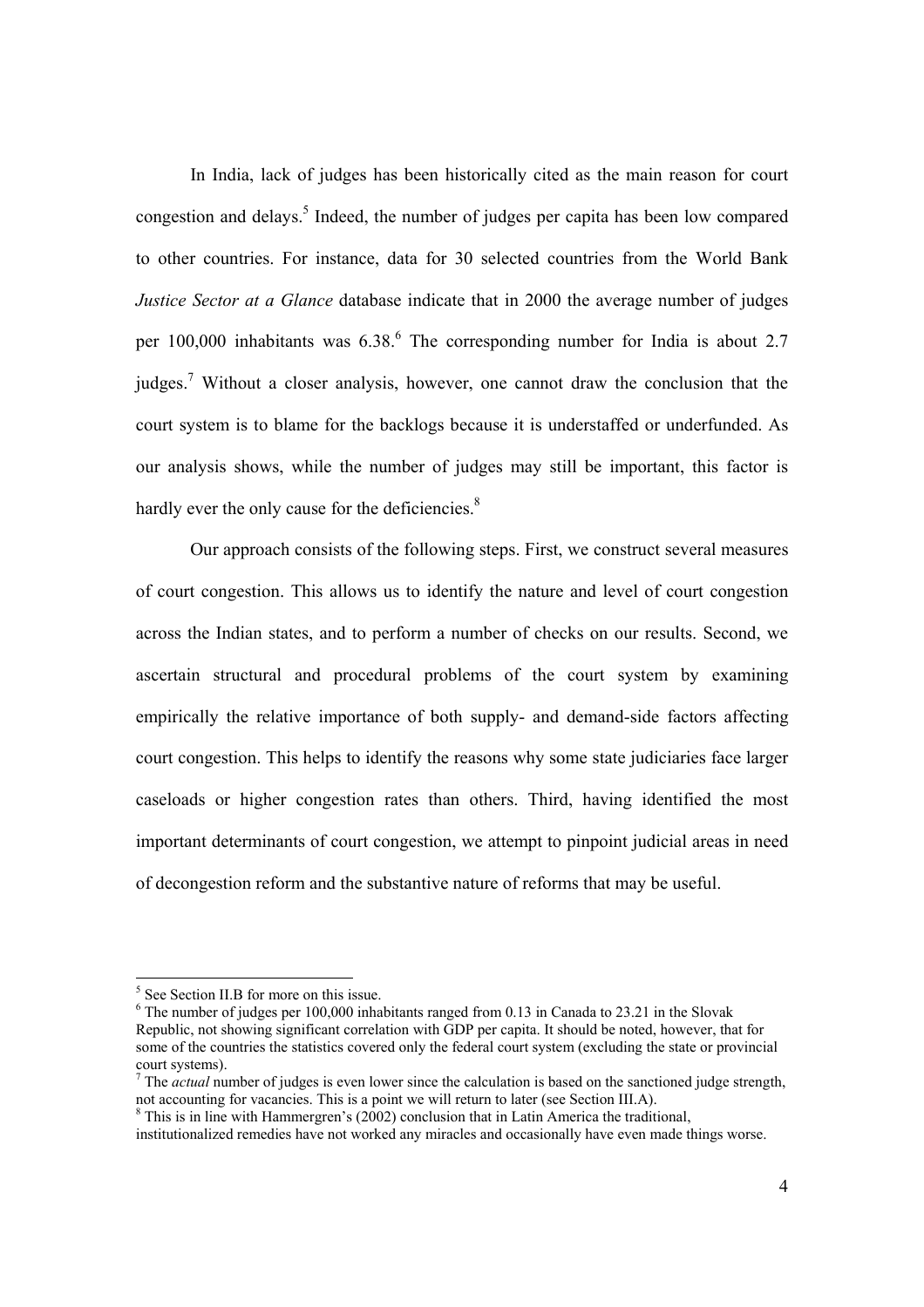In India, lack of judges has been historically cited as the main reason for court congestion and delays.[5] Indeed, the number of judges per capita has been low compared to other countries. For instance, data for 30 selected countries from the World Bank *Justice Sector at a Glance* database indicate that in 2000 the average number of judges per 100,000 inhabitants was 6.38.[6] The corresponding number for India is about 2.7 judges.[7] Without a closer analysis, however, one cannot draw the conclusion that the court system is to blame for the backlogs because it is understaffed or underfunded. As our analysis shows, while the number of judges may still be important, this factor is hardly ever the only cause for the deficiencies.[8]

Our approach consists of the following steps. First, we construct several measures of court congestion. This allows us to identify the nature and level of court congestion across the Indian states, and to perform a number of checks on our results. Second, we ascertain structural and procedural problems of the court system by examining empirically the relative importance of both supply- and demand-side factors affecting court congestion. This helps to identify the reasons why some state judiciaries face larger caseloads or higher congestion rates than others. Third, having identified the most important determinants of court congestion, we attempt to pinpoint judicial areas in need of decongestion reform and the substantive nature of reforms that may be useful.

---

[5] See Section II.B for more on this issue.

[6] The number of judges per 100,000 inhabitants ranged from 0.13 in Canada to 23.21 in the Slovak Republic, not showing significant correlation with GDP per capita. It should be noted, however, that for some of the countries the statistics covered only the federal court system (excluding the state or provincial court systems).

[7] The *actual* number of judges is even lower since the calculation is based on the sanctioned judge strength, not accounting for vacancies. This is a point we will return to later (see Section III.A).

[8] This is in line with Hammergren's (2002) conclusion that in Latin America the traditional, institutionalized remedies have not worked any miracles and occasionally have even made things worse.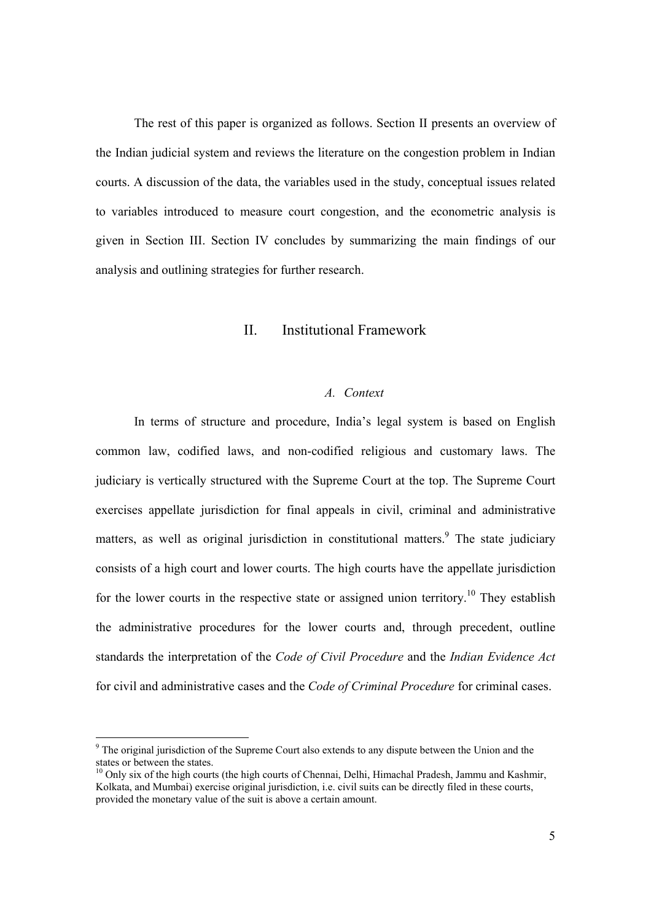The rest of this paper is organized as follows. Section II presents an overview of the Indian judicial system and reviews the literature on the congestion problem in Indian courts. A discussion of the data, the variables used in the study, conceptual issues related to variables introduced to measure court congestion, and the econometric analysis is given in Section III. Section IV concludes by summarizing the main findings of our analysis and outlining strategies for further research.

## II. Institutional Framework

### *A. Context*

In terms of structure and procedure, India's legal system is based on English common law, codified laws, and non-codified religious and customary laws. The judiciary is vertically structured with the Supreme Court at the top. The Supreme Court exercises appellate jurisdiction for final appeals in civil, criminal and administrative matters, as well as original jurisdiction in constitutional matters.[9] The state judiciary consists of a high court and lower courts. The high courts have the appellate jurisdiction for the lower courts in the respective state or assigned union territory.[10] They establish the administrative procedures for the lower courts and, through precedent, outline standards the interpretation of the *Code of Civil Procedure* and the *Indian Evidence Act* for civil and administrative cases and the *Code of Criminal Procedure* for criminal cases.

---

[9] The original jurisdiction of the Supreme Court also extends to any dispute between the Union and the states or between the states.

[10] Only six of the high courts (the high courts of Chennai, Delhi, Himachal Pradesh, Jammu and Kashmir, Kolkata, and Mumbai) exercise original jurisdiction, i.e. civil suits can be directly filed in these courts, provided the monetary value of the suit is above a certain amount.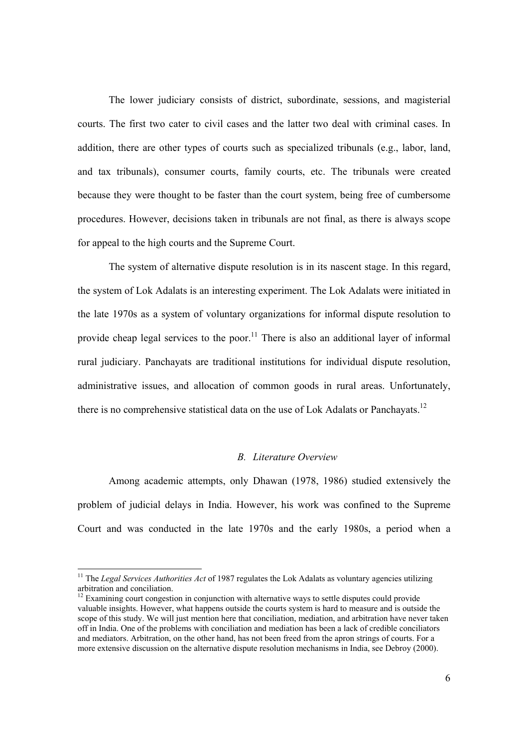The lower judiciary consists of district, subordinate, sessions, and magisterial courts. The first two cater to civil cases and the latter two deal with criminal cases. In addition, there are other types of courts such as specialized tribunals (e.g., labor, land, and tax tribunals), consumer courts, family courts, etc. The tribunals were created because they were thought to be faster than the court system, being free of cumbersome procedures. However, decisions taken in tribunals are not final, as there is always scope for appeal to the high courts and the Supreme Court.

The system of alternative dispute resolution is in its nascent stage. In this regard, the system of Lok Adalats is an interesting experiment. The Lok Adalats were initiated in the late 1970s as a system of voluntary organizations for informal dispute resolution to provide cheap legal services to the poor.[11] There is also an additional layer of informal rural judiciary. Panchayats are traditional institutions for individual dispute resolution, administrative issues, and allocation of common goods in rural areas. Unfortunately, there is no comprehensive statistical data on the use of Lok Adalats or Panchayats.[12]

### *B. Literature Overview*

Among academic attempts, only Dhawan (1978, 1986) studied extensively the problem of judicial delays in India. However, his work was confined to the Supreme Court and was conducted in the late 1970s and the early 1980s, a period when a

[11] The *Legal Services Authorities Act* of 1987 regulates the Lok Adalats as voluntary agencies utilizing arbitration and conciliation.

[12] Examining court congestion in conjunction with alternative ways to settle disputes could provide valuable insights. However, what happens outside the courts system is hard to measure and is outside the scope of this study. We will just mention here that conciliation, mediation, and arbitration have never taken off in India. One of the problems with conciliation and mediation has been a lack of credible conciliators and mediators. Arbitration, on the other hand, has not been freed from the apron strings of courts. For a more extensive discussion on the alternative dispute resolution mechanisms in India, see Debroy (2000).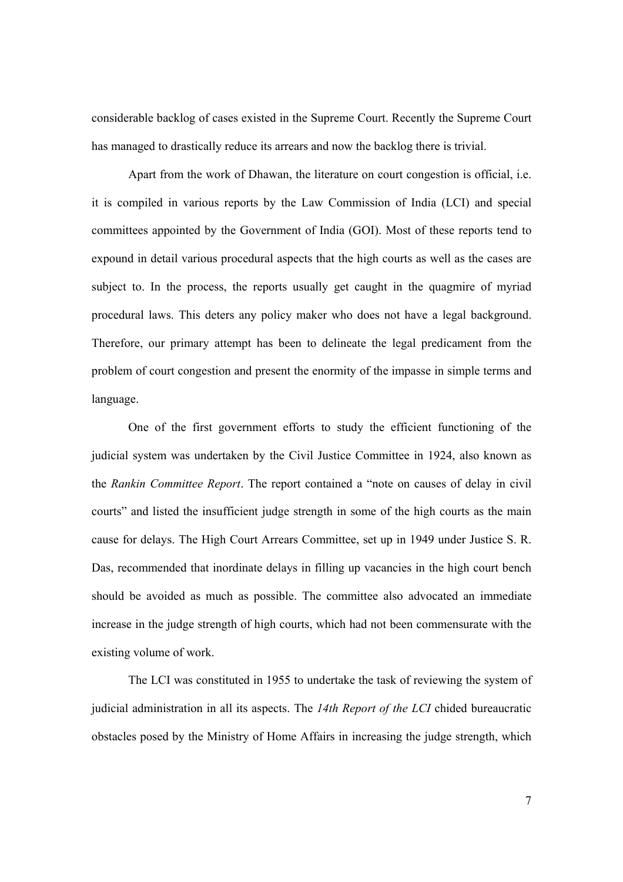considerable backlog of cases existed in the Supreme Court. Recently the Supreme Court has managed to drastically reduce its arrears and now the backlog there is trivial.

Apart from the work of Dhawan, the literature on court congestion is official, i.e. it is compiled in various reports by the Law Commission of India (LCI) and special committees appointed by the Government of India (GOI). Most of these reports tend to expound in detail various procedural aspects that the high courts as well as the cases are subject to. In the process, the reports usually get caught in the quagmire of myriad procedural laws. This deters any policy maker who does not have a legal background. Therefore, our primary attempt has been to delineate the legal predicament from the problem of court congestion and present the enormity of the impasse in simple terms and language.

One of the first government efforts to study the efficient functioning of the judicial system was undertaken by the Civil Justice Committee in 1924, also known as the *Rankin Committee Report*. The report contained a "note on causes of delay in civil courts" and listed the insufficient judge strength in some of the high courts as the main cause for delays. The High Court Arrears Committee, set up in 1949 under Justice S. R. Das, recommended that inordinate delays in filling up vacancies in the high court bench should be avoided as much as possible. The committee also advocated an immediate increase in the judge strength of high courts, which had not been commensurate with the existing volume of work.

The LCI was constituted in 1955 to undertake the task of reviewing the system of judicial administration in all its aspects. The *14th Report of the LCI* chided bureaucratic obstacles posed by the Ministry of Home Affairs in increasing the judge strength, which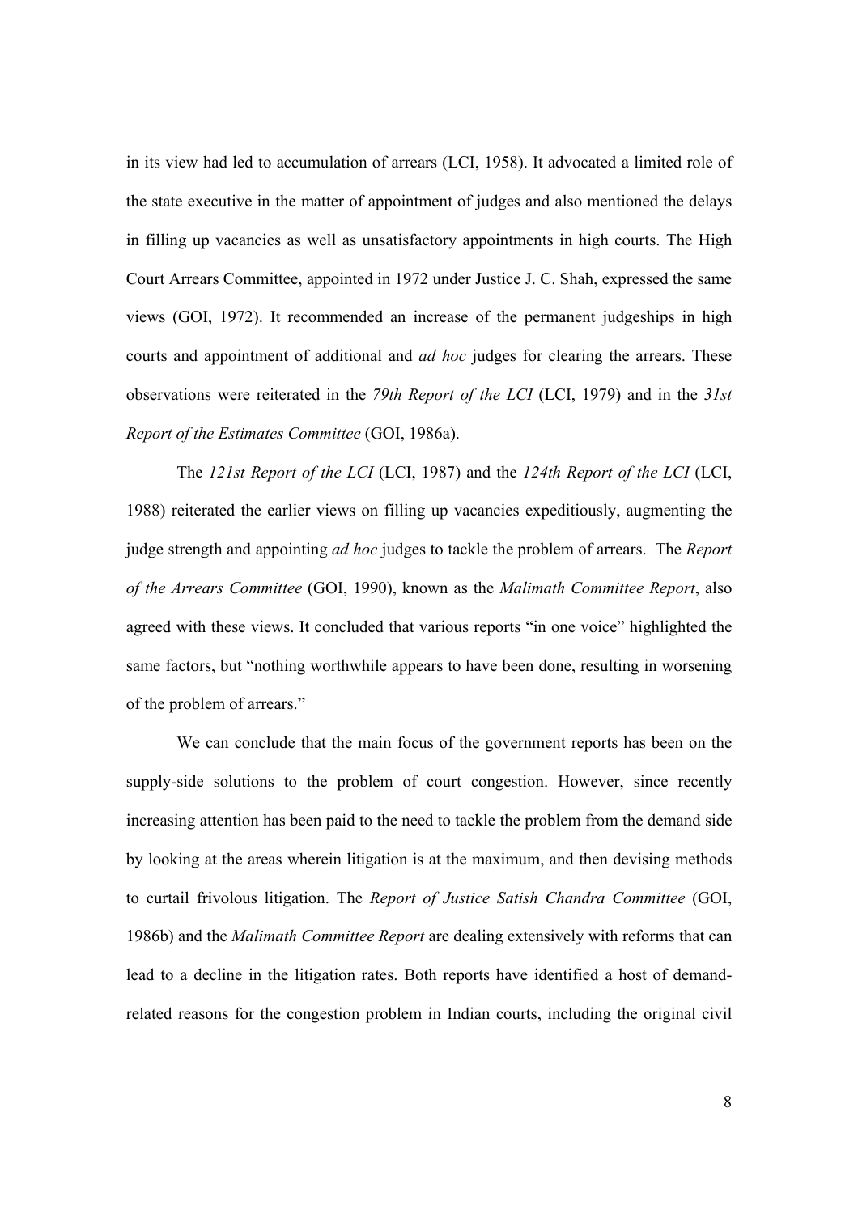in its view had led to accumulation of arrears (LCI, 1958). It advocated a limited role of the state executive in the matter of appointment of judges and also mentioned the delays in filling up vacancies as well as unsatisfactory appointments in high courts. The High Court Arrears Committee, appointed in 1972 under Justice J. C. Shah, expressed the same views (GOI, 1972). It recommended an increase of the permanent judgeships in high courts and appointment of additional and *ad hoc* judges for clearing the arrears. These observations were reiterated in the *79th Report of the LCI* (LCI, 1979) and in the *31st Report of the Estimates Committee* (GOI, 1986a).

The *121st Report of the LCI* (LCI, 1987) and the *124th Report of the LCI* (LCI, 1988) reiterated the earlier views on filling up vacancies expeditiously, augmenting the judge strength and appointing *ad hoc* judges to tackle the problem of arrears. The *Report of the Arrears Committee* (GOI, 1990), known as the *Malimath Committee Report*, also agreed with these views. It concluded that various reports "in one voice" highlighted the same factors, but "nothing worthwhile appears to have been done, resulting in worsening of the problem of arrears."

We can conclude that the main focus of the government reports has been on the supply-side solutions to the problem of court congestion. However, since recently increasing attention has been paid to the need to tackle the problem from the demand side by looking at the areas wherein litigation is at the maximum, and then devising methods to curtail frivolous litigation. The *Report of Justice Satish Chandra Committee* (GOI, 1986b) and the *Malimath Committee Report* are dealing extensively with reforms that can lead to a decline in the litigation rates. Both reports have identified a host of demand-related reasons for the congestion problem in Indian courts, including the original civil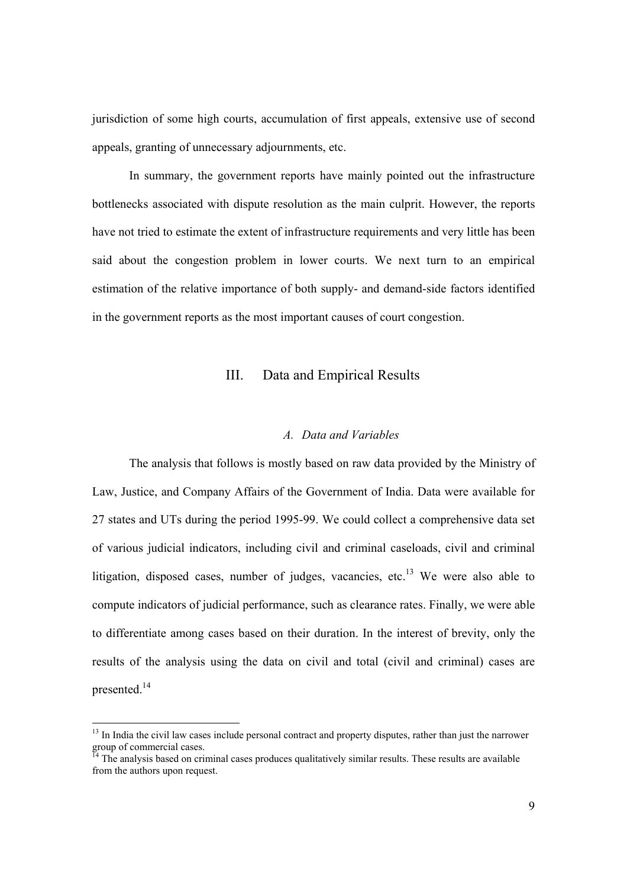jurisdiction of some high courts, accumulation of first appeals, extensive use of second appeals, granting of unnecessary adjournments, etc.

In summary, the government reports have mainly pointed out the infrastructure bottlenecks associated with dispute resolution as the main culprit. However, the reports have not tried to estimate the extent of infrastructure requirements and very little has been said about the congestion problem in lower courts. We next turn to an empirical estimation of the relative importance of both supply- and demand-side factors identified in the government reports as the most important causes of court congestion.

## III. Data and Empirical Results

### *A. Data and Variables*

The analysis that follows is mostly based on raw data provided by the Ministry of Law, Justice, and Company Affairs of the Government of India. Data were available for 27 states and UTs during the period 1995-99. We could collect a comprehensive data set of various judicial indicators, including civil and criminal caseloads, civil and criminal litigation, disposed cases, number of judges, vacancies, etc.[13] We were also able to compute indicators of judicial performance, such as clearance rates. Finally, we were able to differentiate among cases based on their duration. In the interest of brevity, only the results of the analysis using the data on civil and total (civil and criminal) cases are presented.[14]

---

[13] In India the civil law cases include personal contract and property disputes, rather than just the narrower group of commercial cases.

[14] The analysis based on criminal cases produces qualitatively similar results. These results are available from the authors upon request.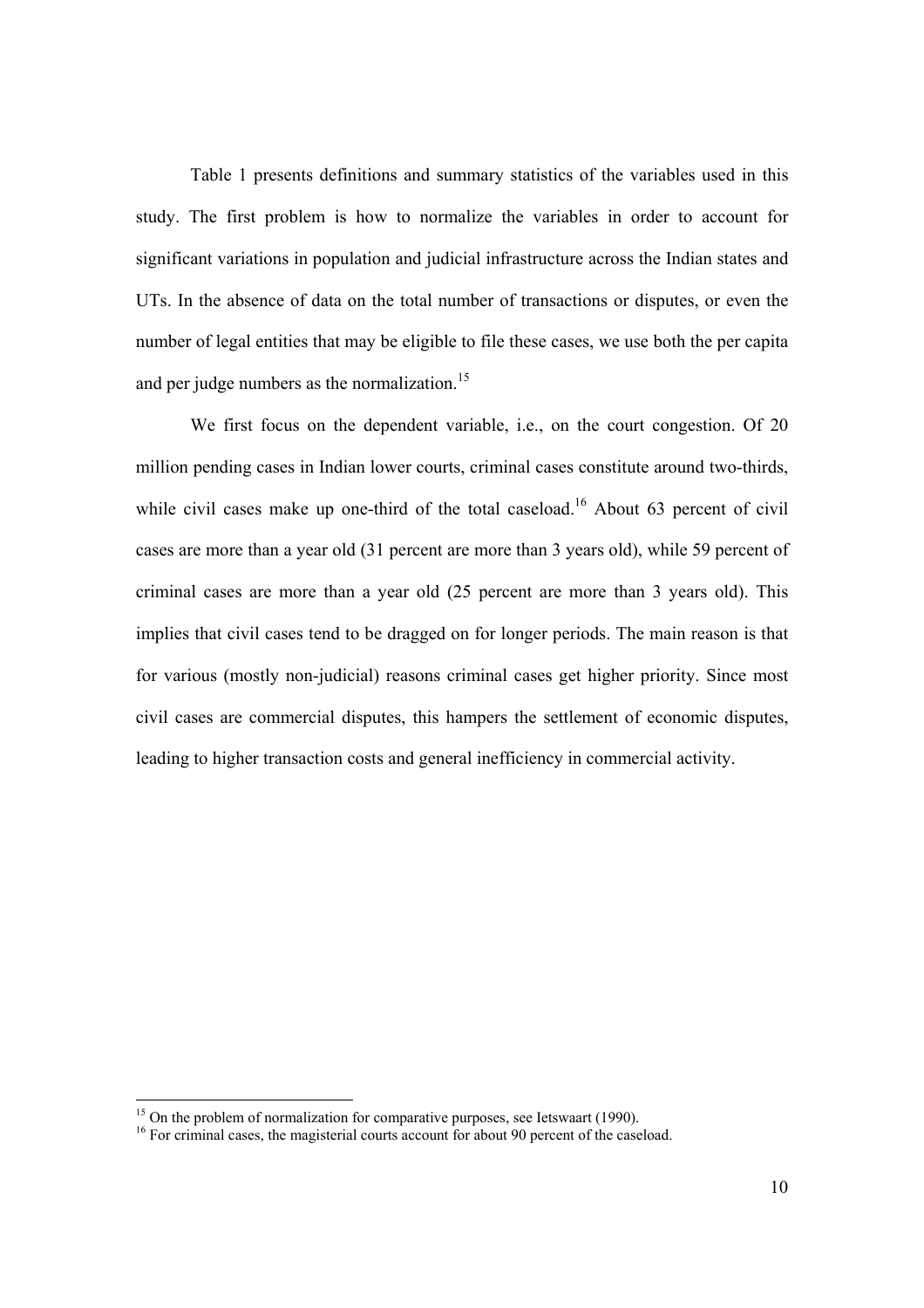Table 1 presents definitions and summary statistics of the variables used in this study. The first problem is how to normalize the variables in order to account for significant variations in population and judicial infrastructure across the Indian states and UTs. In the absence of data on the total number of transactions or disputes, or even the number of legal entities that may be eligible to file these cases, we use both the per capita and per judge numbers as the normalization.[15]

We first focus on the dependent variable, i.e., on the court congestion. Of 20 million pending cases in Indian lower courts, criminal cases constitute around two-thirds, while civil cases make up one-third of the total caseload.[16] About 63 percent of civil cases are more than a year old (31 percent are more than 3 years old), while 59 percent of criminal cases are more than a year old (25 percent are more than 3 years old). This implies that civil cases tend to be dragged on for longer periods. The main reason is that for various (mostly non-judicial) reasons criminal cases get higher priority. Since most civil cases are commercial disputes, this hampers the settlement of economic disputes, leading to higher transaction costs and general inefficiency in commercial activity.

[15] On the problem of normalization for comparative purposes, see Ietswaart (1990).

[16] For criminal cases, the magisterial courts account for about 90 percent of the caseload.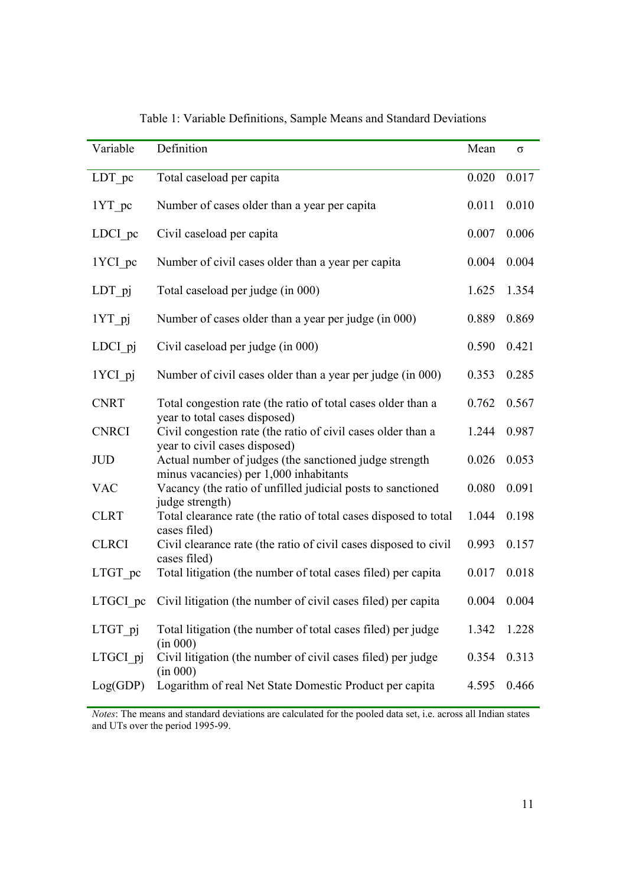Table 1: Variable Definitions, Sample Means and Standard Deviations

| Variable | Definition | Mean | σ |
|---|---|---|---|
| LDT_pc | Total caseload per capita | 0.020 | 0.017 |
| 1YT_pc | Number of cases older than a year per capita | 0.011 | 0.010 |
| LDCI_pc | Civil caseload per capita | 0.007 | 0.006 |
| 1YCI_pc | Number of civil cases older than a year per capita | 0.004 | 0.004 |
| LDT_pj | Total caseload per judge (in 000) | 1.625 | 1.354 |
| 1YT_pj | Number of cases older than a year per judge (in 000) | 0.889 | 0.869 |
| LDCI_pj | Civil caseload per judge (in 000) | 0.590 | 0.421 |
| 1YCI_pj | Number of civil cases older than a year per judge (in 000) | 0.353 | 0.285 |
| CNRT | Total congestion rate (the ratio of total cases older than a year to total cases disposed) | 0.762 | 0.567 |
| CNRCI | Civil congestion rate (the ratio of civil cases older than a year to civil cases disposed) | 1.244 | 0.987 |
| JUD | Actual number of judges (the sanctioned judge strength minus vacancies) per 1,000 inhabitants | 0.026 | 0.053 |
| VAC | Vacancy (the ratio of unfilled judicial posts to sanctioned judge strength) | 0.080 | 0.091 |
| CLRT | Total clearance rate (the ratio of total cases disposed to total cases filed) | 1.044 | 0.198 |
| CLRCI | Civil clearance rate (the ratio of civil cases disposed to civil cases filed) | 0.993 | 0.157 |
| LTGT_pc | Total litigation (the number of total cases filed) per capita | 0.017 | 0.018 |
| LTGCI_pc | Civil litigation (the number of civil cases filed) per capita | 0.004 | 0.004 |
| LTGT_pj | Total litigation (the number of total cases filed) per judge (in 000) | 1.342 | 1.228 |
| LTGCI_pj | Civil litigation (the number of civil cases filed) per judge (in 000) | 0.354 | 0.313 |
| Log(GDP) | Logarithm of real Net State Domestic Product per capita | 4.595 | 0.466 |

*Notes*: The means and standard deviations are calculated for the pooled data set, i.e. across all Indian states and UTs over the period 1995-99.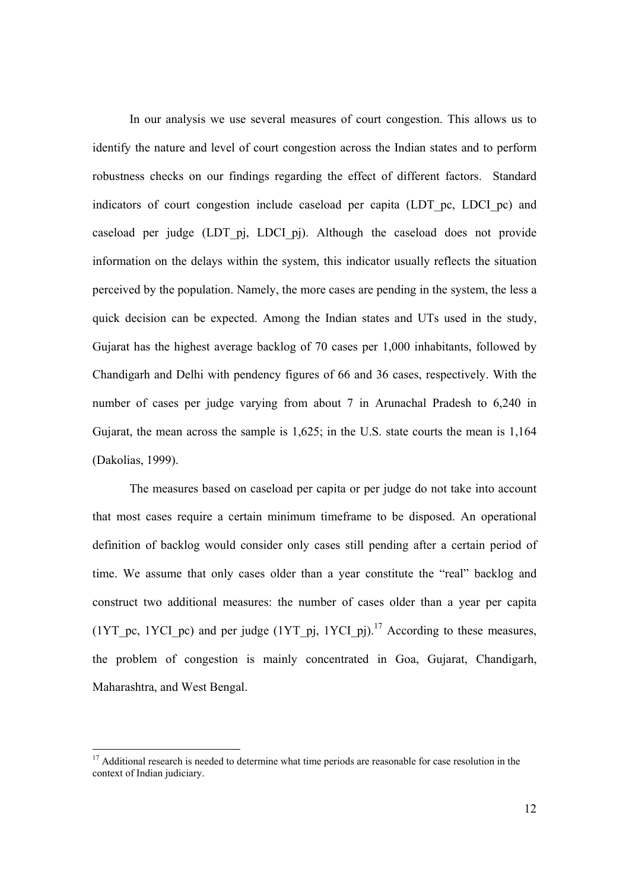In our analysis we use several measures of court congestion. This allows us to identify the nature and level of court congestion across the Indian states and to perform robustness checks on our findings regarding the effect of different factors. Standard indicators of court congestion include caseload per capita (LDT_pc, LDCI_pc) and caseload per judge (LDT_pj, LDCI_pj). Although the caseload does not provide information on the delays within the system, this indicator usually reflects the situation perceived by the population. Namely, the more cases are pending in the system, the less a quick decision can be expected. Among the Indian states and UTs used in the study, Gujarat has the highest average backlog of 70 cases per 1,000 inhabitants, followed by Chandigarh and Delhi with pendency figures of 66 and 36 cases, respectively. With the number of cases per judge varying from about 7 in Arunachal Pradesh to 6,240 in Gujarat, the mean across the sample is 1,625; in the U.S. state courts the mean is 1,164 (Dakolias, 1999).

The measures based on caseload per capita or per judge do not take into account that most cases require a certain minimum timeframe to be disposed. An operational definition of backlog would consider only cases still pending after a certain period of time. We assume that only cases older than a year constitute the "real" backlog and construct two additional measures: the number of cases older than a year per capita (1YT_pc, 1YCI_pc) and per judge (1YT_pj, 1YCI_pj).[17] According to these measures, the problem of congestion is mainly concentrated in Goa, Gujarat, Chandigarh, Maharashtra, and West Bengal.

---

[17] Additional research is needed to determine what time periods are reasonable for case resolution in the context of Indian judiciary.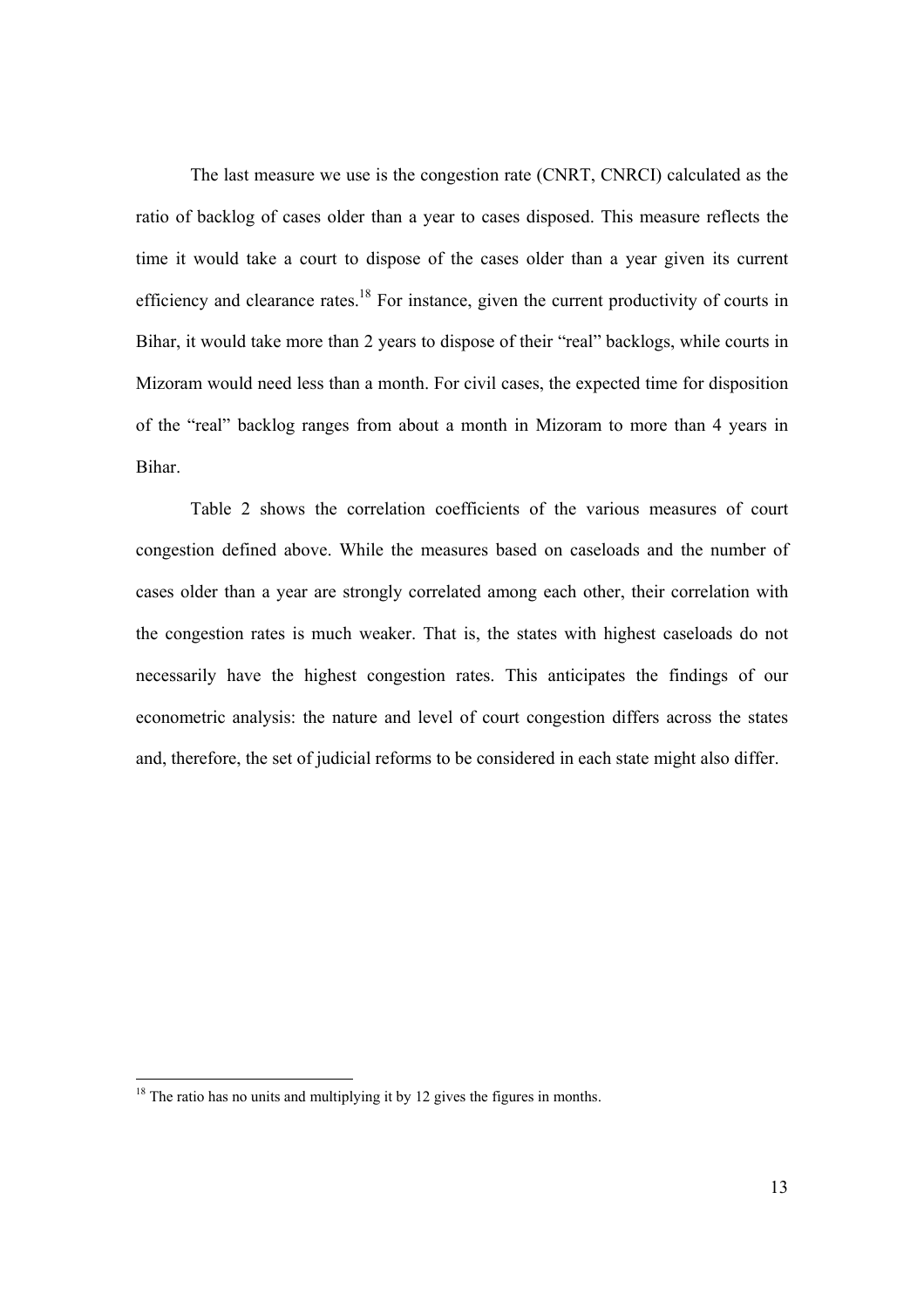The last measure we use is the congestion rate (CNRT, CNRCI) calculated as the ratio of backlog of cases older than a year to cases disposed. This measure reflects the time it would take a court to dispose of the cases older than a year given its current efficiency and clearance rates.[18] For instance, given the current productivity of courts in Bihar, it would take more than 2 years to dispose of their "real" backlogs, while courts in Mizoram would need less than a month. For civil cases, the expected time for disposition of the "real" backlog ranges from about a month in Mizoram to more than 4 years in Bihar.

Table 2 shows the correlation coefficients of the various measures of court congestion defined above. While the measures based on caseloads and the number of cases older than a year are strongly correlated among each other, their correlation with the congestion rates is much weaker. That is, the states with highest caseloads do not necessarily have the highest congestion rates. This anticipates the findings of our econometric analysis: the nature and level of court congestion differs across the states and, therefore, the set of judicial reforms to be considered in each state might also differ.

[18] The ratio has no units and multiplying it by 12 gives the figures in months.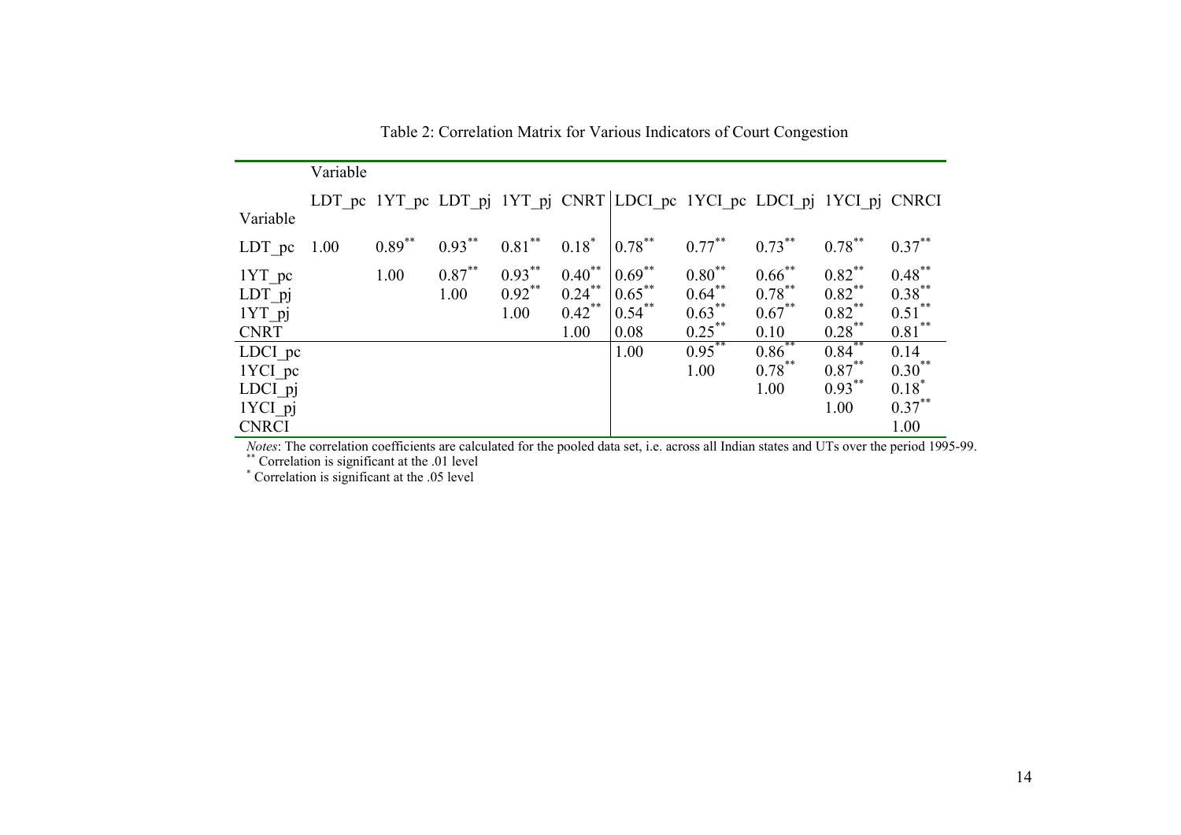Table 2: Correlation Matrix for Various Indicators of Court Congestion

| Variable | LDT_pc | 1YT_pc | LDT_pj | 1YT_pj | CNRT | LDCI_pc | 1YCI_pc | LDCI_pj | 1YCI_pj | CNRCI |
|---|---|---|---|---|---|---|---|---|---|---|
| LDT_pc | 1.00 | 0.89** | 0.93** | 0.81** | 0.18* | 0.78** | 0.77** | 0.73** | 0.78** | 0.37** |
| 1YT_pc | | 1.00 | 0.87** | 0.93** | 0.40** | 0.69** | 0.80** | 0.66** | 0.82** | 0.48** |
| LDT_pj | | | 1.00 | 0.92** | 0.24** | 0.65** | 0.64** | 0.78** | 0.82** | 0.38** |
| 1YT_pj | | | | 1.00 | 0.42** | 0.54** | 0.63** | 0.67** | 0.82** | 0.51** |
| CNRT | | | | | 1.00 | 0.08 | 0.25** | 0.10 | 0.28** | 0.81** |
| LDCI_pc | | | | | | 1.00 | 0.95** | 0.86** | 0.84** | 0.14 |
| 1YCI_pc | | | | | | | 1.00 | 0.78** | 0.87** | 0.30** |
| LDCI_pj | | | | | | | | 1.00 | 0.93** | 0.18* |
| 1YCI_pj | | | | | | | | | 1.00 | 0.37** |
| CNRCI | | | | | | | | | | 1.00 |

*Notes*: The correlation coefficients are calculated for the pooled data set, i.e. across all Indian states and UTs over the period 1995-99.
** Correlation is significant at the .01 level
* Correlation is significant at the .05 level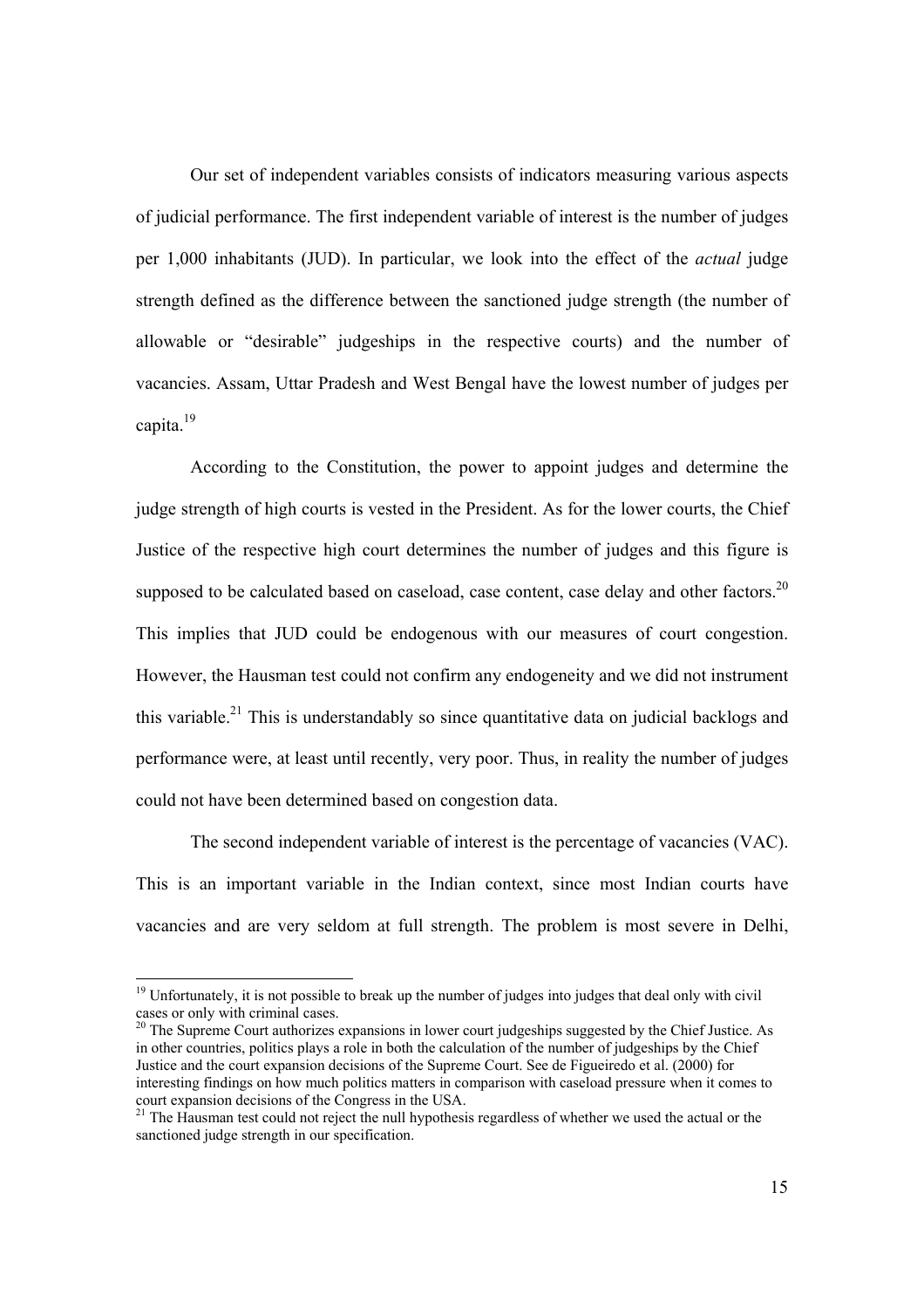Our set of independent variables consists of indicators measuring various aspects of judicial performance. The first independent variable of interest is the number of judges per 1,000 inhabitants (JUD). In particular, we look into the effect of the *actual* judge strength defined as the difference between the sanctioned judge strength (the number of allowable or "desirable" judgeships in the respective courts) and the number of vacancies. Assam, Uttar Pradesh and West Bengal have the lowest number of judges per capita.[19]

According to the Constitution, the power to appoint judges and determine the judge strength of high courts is vested in the President. As for the lower courts, the Chief Justice of the respective high court determines the number of judges and this figure is supposed to be calculated based on caseload, case content, case delay and other factors.[20] This implies that JUD could be endogenous with our measures of court congestion. However, the Hausman test could not confirm any endogeneity and we did not instrument this variable.[21] This is understandably so since quantitative data on judicial backlogs and performance were, at least until recently, very poor. Thus, in reality the number of judges could not have been determined based on congestion data.

The second independent variable of interest is the percentage of vacancies (VAC). This is an important variable in the Indian context, since most Indian courts have vacancies and are very seldom at full strength. The problem is most severe in Delhi,

---

[19] Unfortunately, it is not possible to break up the number of judges into judges that deal only with civil cases or only with criminal cases.

[20] The Supreme Court authorizes expansions in lower court judgeships suggested by the Chief Justice. As in other countries, politics plays a role in both the calculation of the number of judgeships by the Chief Justice and the court expansion decisions of the Supreme Court. See de Figueiredo et al. (2000) for interesting findings on how much politics matters in comparison with caseload pressure when it comes to court expansion decisions of the Congress in the USA.

[21] The Hausman test could not reject the null hypothesis regardless of whether we used the actual or the sanctioned judge strength in our specification.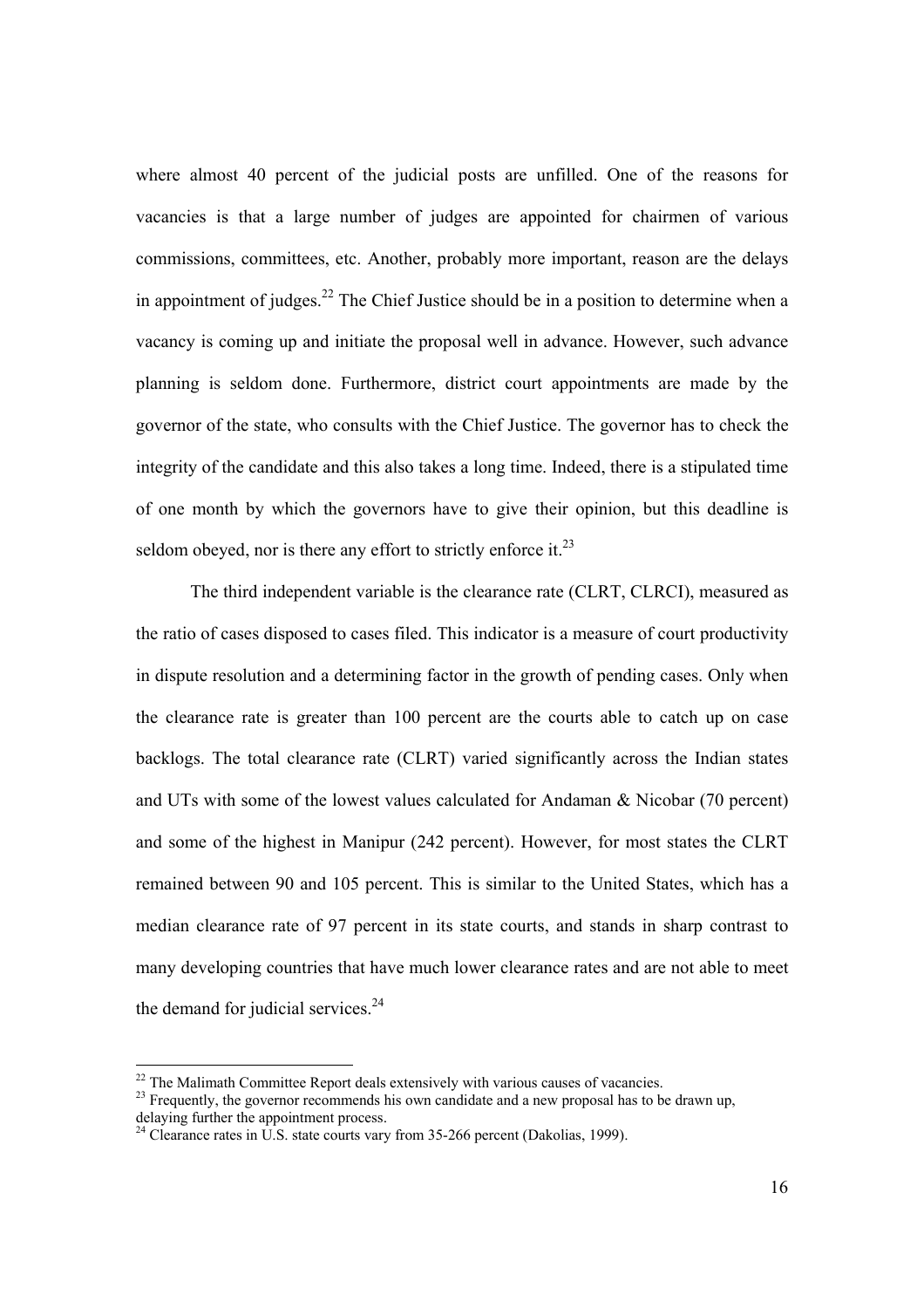where almost 40 percent of the judicial posts are unfilled. One of the reasons for vacancies is that a large number of judges are appointed for chairmen of various commissions, committees, etc. Another, probably more important, reason are the delays in appointment of judges.[22] The Chief Justice should be in a position to determine when a vacancy is coming up and initiate the proposal well in advance. However, such advance planning is seldom done. Furthermore, district court appointments are made by the governor of the state, who consults with the Chief Justice. The governor has to check the integrity of the candidate and this also takes a long time. Indeed, there is a stipulated time of one month by which the governors have to give their opinion, but this deadline is seldom obeyed, nor is there any effort to strictly enforce it.[23]

The third independent variable is the clearance rate (CLRT, CLRCI), measured as the ratio of cases disposed to cases filed. This indicator is a measure of court productivity in dispute resolution and a determining factor in the growth of pending cases. Only when the clearance rate is greater than 100 percent are the courts able to catch up on case backlogs. The total clearance rate (CLRT) varied significantly across the Indian states and UTs with some of the lowest values calculated for Andaman & Nicobar (70 percent) and some of the highest in Manipur (242 percent). However, for most states the CLRT remained between 90 and 105 percent. This is similar to the United States, which has a median clearance rate of 97 percent in its state courts, and stands in sharp contrast to many developing countries that have much lower clearance rates and are not able to meet the demand for judicial services.[24]

[22] The Malimath Committee Report deals extensively with various causes of vacancies.

[23] Frequently, the governor recommends his own candidate and a new proposal has to be drawn up, delaying further the appointment process.

[24] Clearance rates in U.S. state courts vary from 35-266 percent (Dakolias, 1999).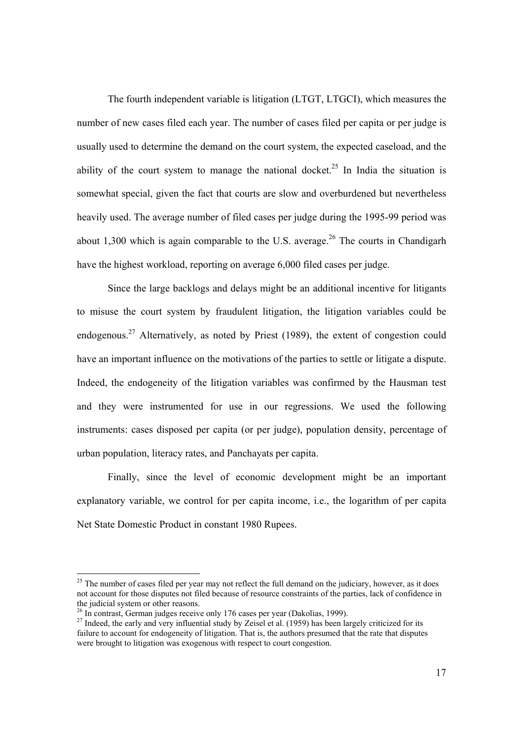The fourth independent variable is litigation (LTGT, LTGCI), which measures the number of new cases filed each year. The number of cases filed per capita or per judge is usually used to determine the demand on the court system, the expected caseload, and the ability of the court system to manage the national docket.[25] In India the situation is somewhat special, given the fact that courts are slow and overburdened but nevertheless heavily used. The average number of filed cases per judge during the 1995-99 period was about 1,300 which is again comparable to the U.S. average.[26] The courts in Chandigarh have the highest workload, reporting on average 6,000 filed cases per judge.

Since the large backlogs and delays might be an additional incentive for litigants to misuse the court system by fraudulent litigation, the litigation variables could be endogenous.[27] Alternatively, as noted by Priest (1989), the extent of congestion could have an important influence on the motivations of the parties to settle or litigate a dispute. Indeed, the endogeneity of the litigation variables was confirmed by the Hausman test and they were instrumented for use in our regressions. We used the following instruments: cases disposed per capita (or per judge), population density, percentage of urban population, literacy rates, and Panchayats per capita.

Finally, since the level of economic development might be an important explanatory variable, we control for per capita income, i.e., the logarithm of per capita Net State Domestic Product in constant 1980 Rupees.

---

[25] The number of cases filed per year may not reflect the full demand on the judiciary, however, as it does not account for those disputes not filed because of resource constraints of the parties, lack of confidence in the judicial system or other reasons.

[26] In contrast, German judges receive only 176 cases per year (Dakolias, 1999).

[27] Indeed, the early and very influential study by Zeisel et al. (1959) has been largely criticized for its failure to account for endogeneity of litigation. That is, the authors presumed that the rate that disputes were brought to litigation was exogenous with respect to court congestion.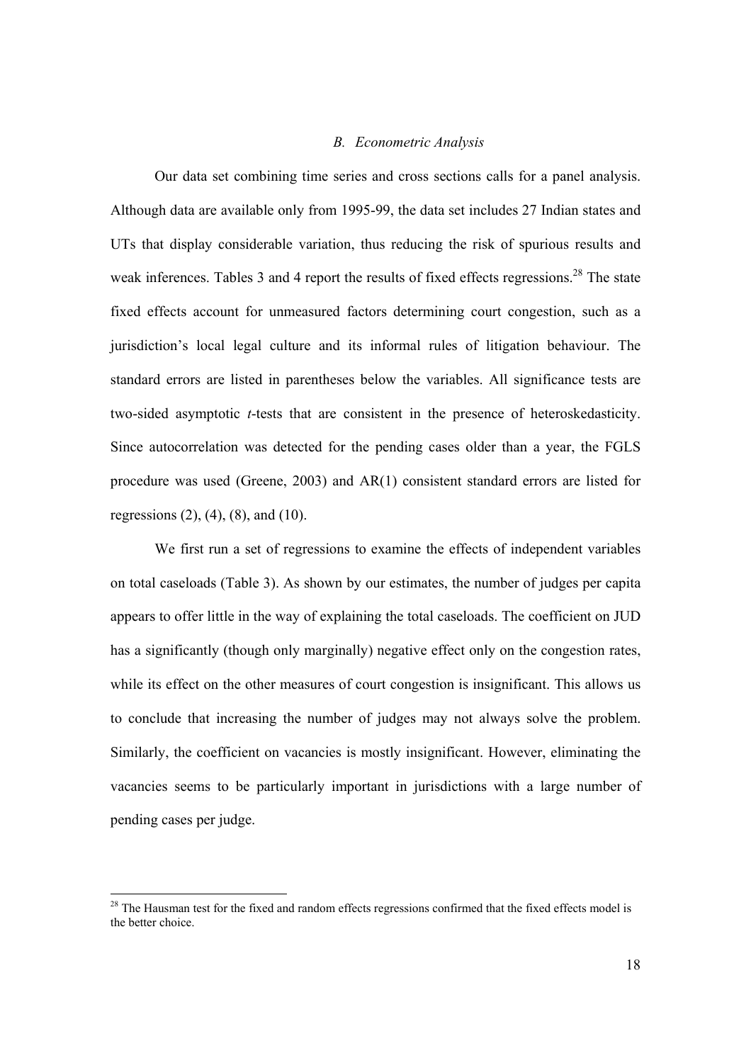### *B. Econometric Analysis*

Our data set combining time series and cross sections calls for a panel analysis. Although data are available only from 1995-99, the data set includes 27 Indian states and UTs that display considerable variation, thus reducing the risk of spurious results and weak inferences. Tables 3 and 4 report the results of fixed effects regressions.[28] The state fixed effects account for unmeasured factors determining court congestion, such as a jurisdiction's local legal culture and its informal rules of litigation behaviour. The standard errors are listed in parentheses below the variables. All significance tests are two-sided asymptotic *t*-tests that are consistent in the presence of heteroskedasticity. Since autocorrelation was detected for the pending cases older than a year, the FGLS procedure was used (Greene, 2003) and AR(1) consistent standard errors are listed for regressions (2), (4), (8), and (10).

We first run a set of regressions to examine the effects of independent variables on total caseloads (Table 3). As shown by our estimates, the number of judges per capita appears to offer little in the way of explaining the total caseloads. The coefficient on JUD has a significantly (though only marginally) negative effect only on the congestion rates, while its effect on the other measures of court congestion is insignificant. This allows us to conclude that increasing the number of judges may not always solve the problem. Similarly, the coefficient on vacancies is mostly insignificant. However, eliminating the vacancies seems to be particularly important in jurisdictions with a large number of pending cases per judge.

---

[28] The Hausman test for the fixed and random effects regressions confirmed that the fixed effects model is the better choice.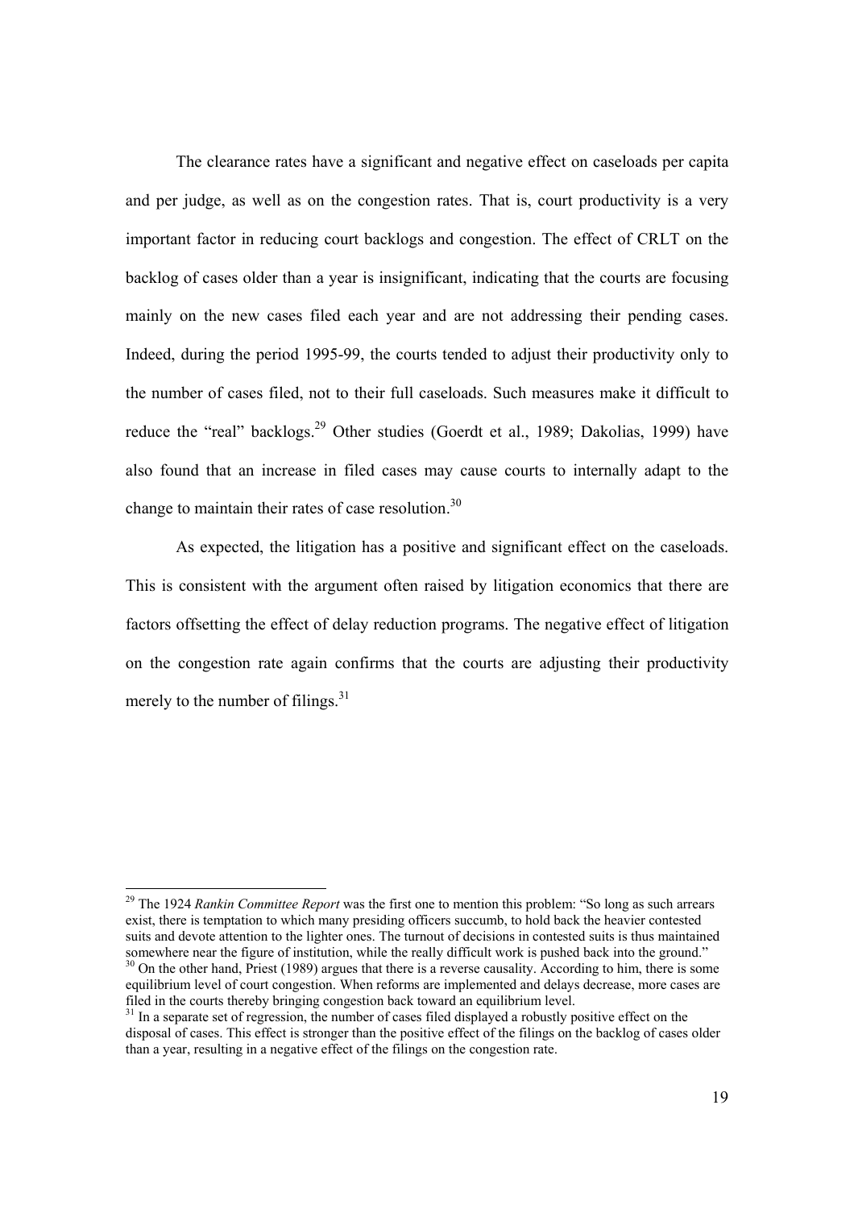The clearance rates have a significant and negative effect on caseloads per capita and per judge, as well as on the congestion rates. That is, court productivity is a very important factor in reducing court backlogs and congestion. The effect of CRLT on the backlog of cases older than a year is insignificant, indicating that the courts are focusing mainly on the new cases filed each year and are not addressing their pending cases. Indeed, during the period 1995-99, the courts tended to adjust their productivity only to the number of cases filed, not to their full caseloads. Such measures make it difficult to reduce the "real" backlogs.[29] Other studies (Goerdt et al., 1989; Dakolias, 1999) have also found that an increase in filed cases may cause courts to internally adapt to the change to maintain their rates of case resolution.[30]

As expected, the litigation has a positive and significant effect on the caseloads. This is consistent with the argument often raised by litigation economics that there are factors offsetting the effect of delay reduction programs. The negative effect of litigation on the congestion rate again confirms that the courts are adjusting their productivity merely to the number of filings.[31]

---

[29] The 1924 *Rankin Committee Report* was the first one to mention this problem: "So long as such arrears exist, there is temptation to which many presiding officers succumb, to hold back the heavier contested suits and devote attention to the lighter ones. The turnout of decisions in contested suits is thus maintained somewhere near the figure of institution, while the really difficult work is pushed back into the ground."

[30] On the other hand, Priest (1989) argues that there is a reverse causality. According to him, there is some equilibrium level of court congestion. When reforms are implemented and delays decrease, more cases are filed in the courts thereby bringing congestion back toward an equilibrium level.

[31] In a separate set of regression, the number of cases filed displayed a robustly positive effect on the disposal of cases. This effect is stronger than the positive effect of the filings on the backlog of cases older than a year, resulting in a negative effect of the filings on the congestion rate.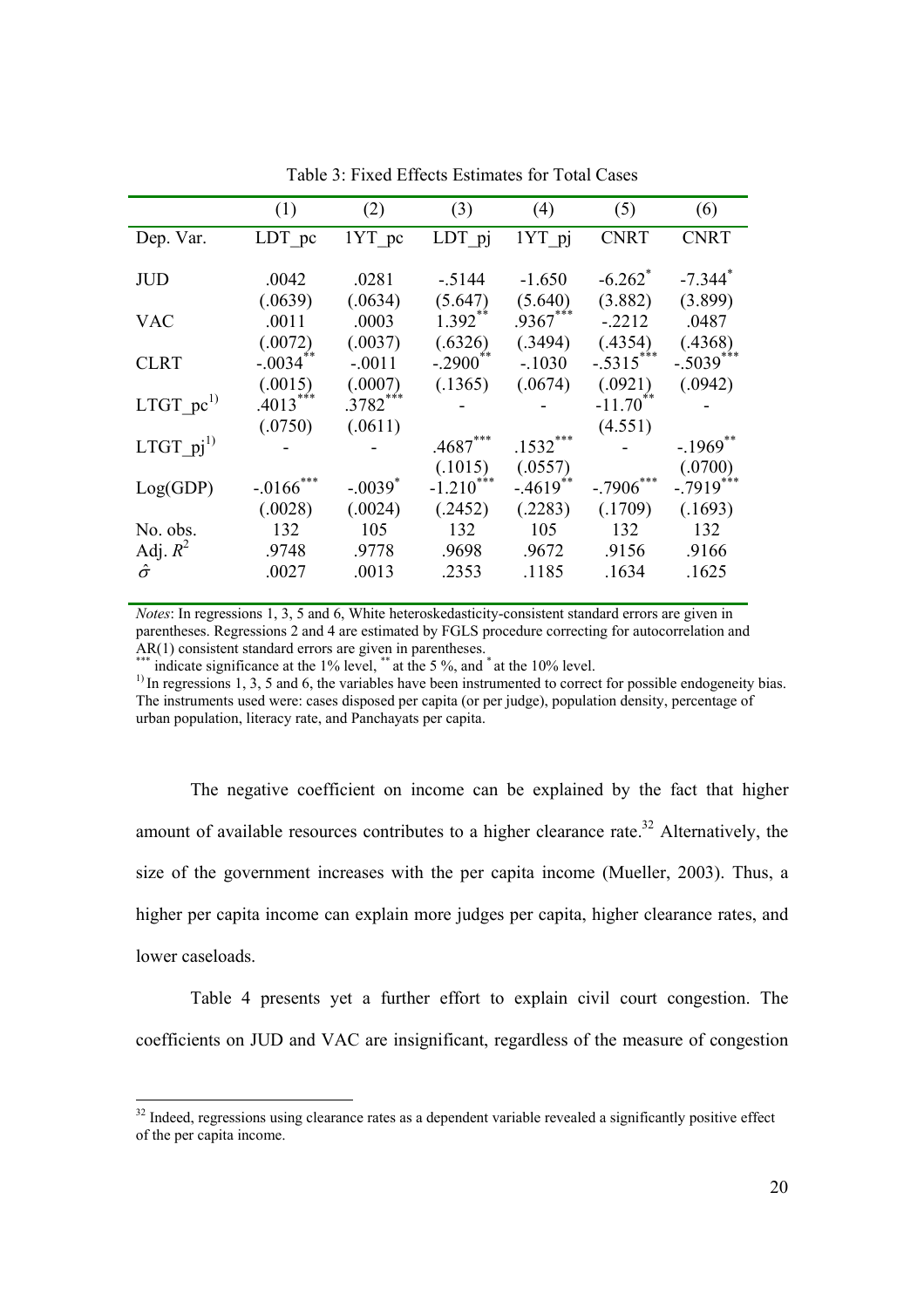Table 3: Fixed Effects Estimates for Total Cases

| | (1) | (2) | (3) | (4) | (5) | (6) |
|---|---|---|---|---|---|---|
| Dep. Var. | LDT_pc | 1YT_pc | LDT_pj | 1YT_pj | CNRT | CNRT |
| JUD | .0042 | .0281 | -.5144 | -1.650 | -6.262* | -7.344* |
| | (.0639) | (.0634) | (5.647) | (5.640) | (3.882) | (3.899) |
| VAC | .0011 | .0003 | 1.392** | .9367*** | -.2212 | .0487 |
| | (.0072) | (.0037) | (.6326) | (.3494) | (.4354) | (.4368) |
| CLRT | -.0034** | -.0011 | -.2900** | -.1030 | -.5315*** | -.5039*** |
| | (.0015) | (.0007) | (.1365) | (.0674) | (.0921) | (.0942) |
| LTGT_pc[1)] | .4013*** | .3782*** | - | - | -11.70** | - |
| | (.0750) | (.0611) | | | (4.551) | |
| LTGT_pj[1)] | - | - | .4687*** | .1532*** | - | -.1969** |
| | | | (.1015) | (.0557) | | (.0700) |
| Log(GDP) | -.0166*** | -.0039* | -1.210*** | -.4619** | -.7906*** | -.7919*** |
| | (.0028) | (.0024) | (.2452) | (.2283) | (.1709) | (.1693) |
| No. obs. | 132 | 105 | 132 | 105 | 132 | 132 |
| Adj. $R^2$ | .9748 | .9778 | .9698 | .9672 | .9156 | .9166 |
| $\hat{\sigma}$ | .0027 | .0013 | .2353 | .1185 | .1634 | .1625 |

*Notes*: In regressions 1, 3, 5 and 6, White heteroskedasticity-consistent standard errors are given in parentheses. Regressions 2 and 4 are estimated by FGLS procedure correcting for autocorrelation and AR(1) consistent standard errors are given in parentheses.
*** indicate significance at the 1% level, ** at the 5 %, and * at the 10% level.
1) In regressions 1, 3, 5 and 6, the variables have been instrumented to correct for possible endogeneity bias. The instruments used were: cases disposed per capita (or per judge), population density, percentage of urban population, literacy rate, and Panchayats per capita.

The negative coefficient on income can be explained by the fact that higher amount of available resources contributes to a higher clearance rate.[32] Alternatively, the size of the government increases with the per capita income (Mueller, 2003). Thus, a higher per capita income can explain more judges per capita, higher clearance rates, and lower caseloads.

Table 4 presents yet a further effort to explain civil court congestion. The coefficients on JUD and VAC are insignificant, regardless of the measure of congestion

[32] Indeed, regressions using clearance rates as a dependent variable revealed a significantly positive effect of the per capita income.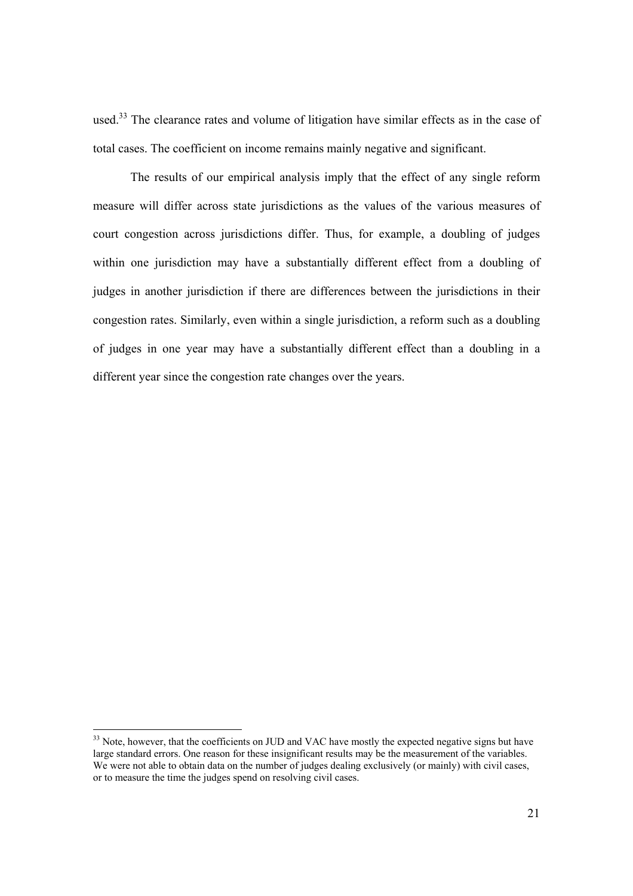used.[33] The clearance rates and volume of litigation have similar effects as in the case of total cases. The coefficient on income remains mainly negative and significant.

The results of our empirical analysis imply that the effect of any single reform measure will differ across state jurisdictions as the values of the various measures of court congestion across jurisdictions differ. Thus, for example, a doubling of judges within one jurisdiction may have a substantially different effect from a doubling of judges in another jurisdiction if there are differences between the jurisdictions in their congestion rates. Similarly, even within a single jurisdiction, a reform such as a doubling of judges in one year may have a substantially different effect than a doubling in a different year since the congestion rate changes over the years.

---

[33] Note, however, that the coefficients on JUD and VAC have mostly the expected negative signs but have large standard errors. One reason for these insignificant results may be the measurement of the variables. We were not able to obtain data on the number of judges dealing exclusively (or mainly) with civil cases, or to measure the time the judges spend on resolving civil cases.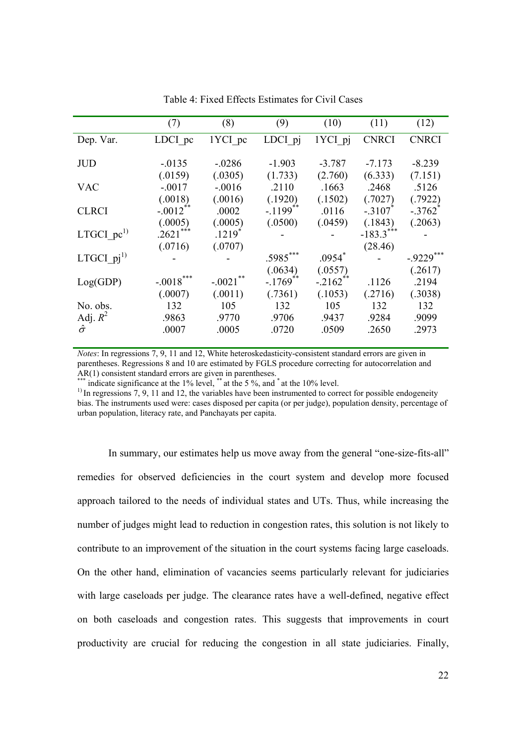Table 4: Fixed Effects Estimates for Civil Cases

| | (7) | (8) | (9) | (10) | (11) | (12) |
|---|---|---|---|---|---|---|
| Dep. Var. | LDCI_pc | 1YCI_pc | LDCI_pj | 1YCI_pj | CNRCI | CNRCI |
| JUD | -.0135 | -.0286 | -1.903 | -3.787 | -7.173 | -8.239 |
| | (.0159) | (.0305) | (1.733) | (2.760) | (6.333) | (7.151) |
| VAC | -.0017 | -.0016 | .2110 | .1663 | .2468 | .5126 |
| | (.0018) | (.0016) | (.1920) | (.1502) | (.7027) | (.7922) |
| CLRCI | -.0012** | .0002 | -.1199** | .0116 | -.3107* | -.3762* |
| | (.0005) | (.0005) | (.0500) | (.0459) | (.1843) | (.2063) |
| LTGCI_pc[1)] | .2621*** | .1219* | - | - | -183.3*** | - |
| | (.0716) | (.0707) | | | (28.46) | |
| LTGCI_pj[1)] | - | - | .5985*** | .0954* | - | -.9229*** |
| | | | (.0634) | (.0557) | | (.2617) |
| Log(GDP) | -.0018*** | -.0021** | -.1769** | -.2162** | .1126 | .2194 |
| | (.0007) | (.0011) | (.7361) | (.1053) | (.2716) | (.3038) |
| No. obs. | 132 | 105 | 132 | 105 | 132 | 132 |
| Adj. $R^2$ | .9863 | .9770 | .9706 | .9437 | .9284 | .9099 |
| $\hat{\sigma}$ | .0007 | .0005 | .0720 | .0509 | .2650 | .2973 |

*Notes*: In regressions 7, 9, 11 and 12, White heteroskedasticity-consistent standard errors are given in parentheses. Regressions 8 and 10 are estimated by FGLS procedure correcting for autocorrelation and AR(1) consistent standard errors are given in parentheses.
*** indicate significance at the 1% level, ** at the 5 %, and * at the 10% level.
[1)] In regressions 7, 9, 11 and 12, the variables have been instrumented to correct for possible endogeneity bias. The instruments used were: cases disposed per capita (or per judge), population density, percentage of urban population, literacy rate, and Panchayats per capita.

In summary, our estimates help us move away from the general "one-size-fits-all" remedies for observed deficiencies in the court system and develop more focused approach tailored to the needs of individual states and UTs. Thus, while increasing the number of judges might lead to reduction in congestion rates, this solution is not likely to contribute to an improvement of the situation in the court systems facing large caseloads. On the other hand, elimination of vacancies seems particularly relevant for judiciaries with large caseloads per judge. The clearance rates have a well-defined, negative effect on both caseloads and congestion rates. This suggests that improvements in court productivity are crucial for reducing the congestion in all state judiciaries. Finally,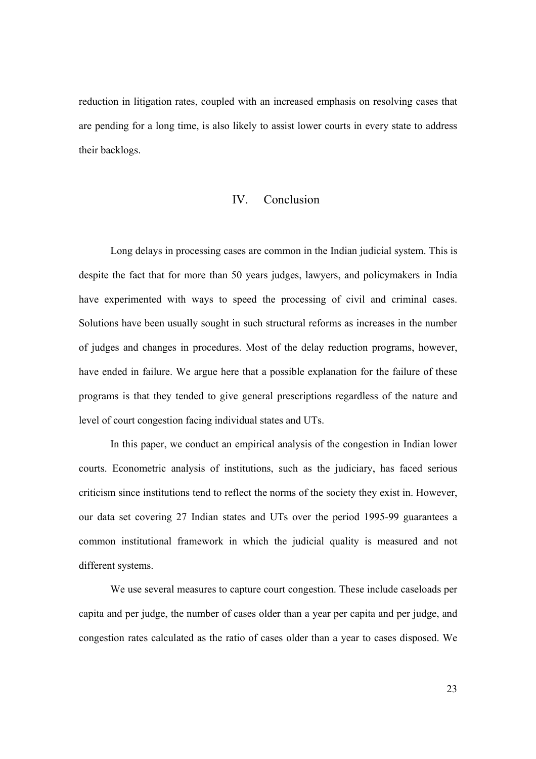reduction in litigation rates, coupled with an increased emphasis on resolving cases that are pending for a long time, is also likely to assist lower courts in every state to address their backlogs.

## IV. Conclusion

Long delays in processing cases are common in the Indian judicial system. This is despite the fact that for more than 50 years judges, lawyers, and policymakers in India have experimented with ways to speed the processing of civil and criminal cases. Solutions have been usually sought in such structural reforms as increases in the number of judges and changes in procedures. Most of the delay reduction programs, however, have ended in failure. We argue here that a possible explanation for the failure of these programs is that they tended to give general prescriptions regardless of the nature and level of court congestion facing individual states and UTs.

In this paper, we conduct an empirical analysis of the congestion in Indian lower courts. Econometric analysis of institutions, such as the judiciary, has faced serious criticism since institutions tend to reflect the norms of the society they exist in. However, our data set covering 27 Indian states and UTs over the period 1995-99 guarantees a common institutional framework in which the judicial quality is measured and not different systems.

We use several measures to capture court congestion. These include caseloads per capita and per judge, the number of cases older than a year per capita and per judge, and congestion rates calculated as the ratio of cases older than a year to cases disposed. We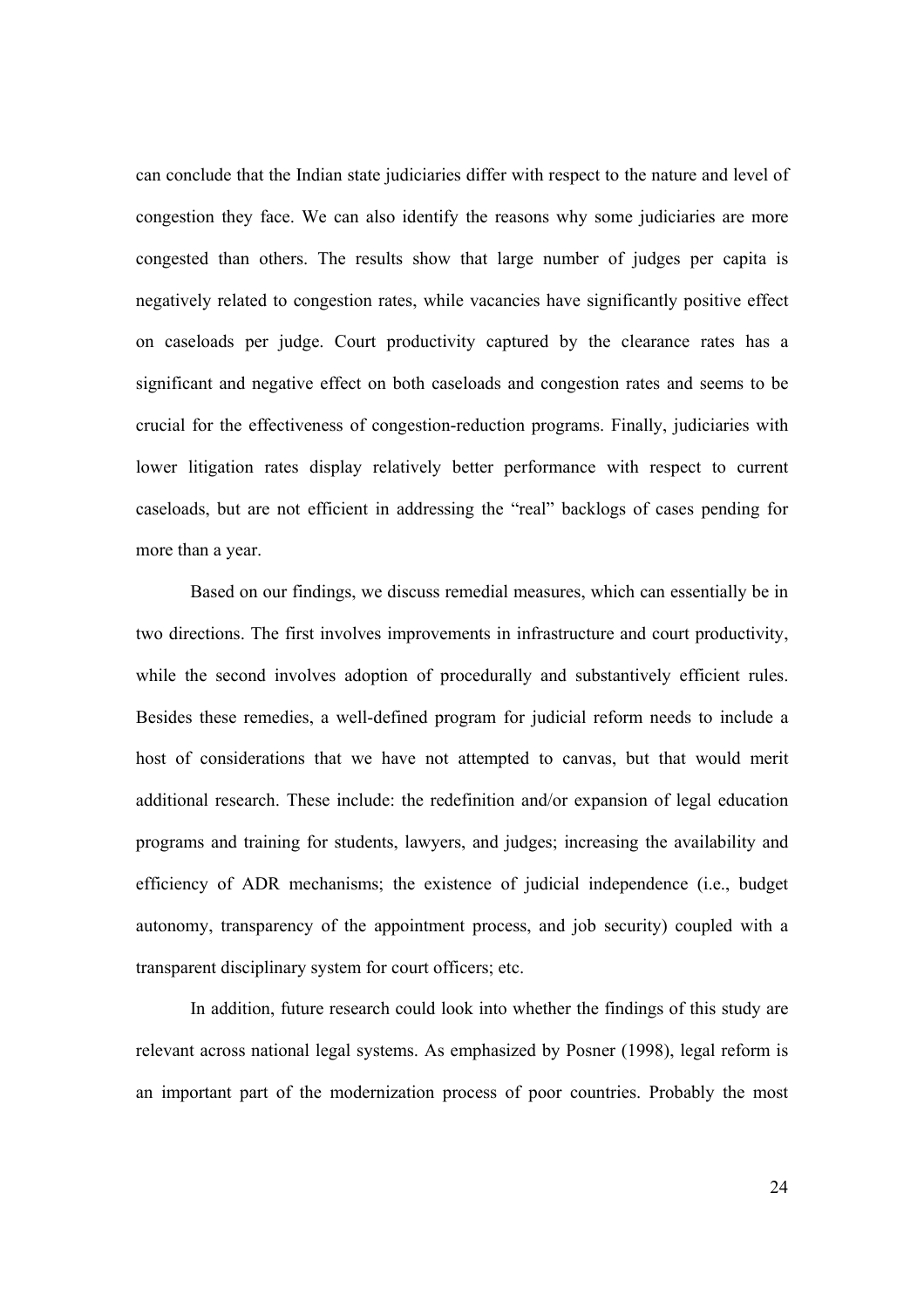can conclude that the Indian state judiciaries differ with respect to the nature and level of congestion they face. We can also identify the reasons why some judiciaries are more congested than others. The results show that large number of judges per capita is negatively related to congestion rates, while vacancies have significantly positive effect on caseloads per judge. Court productivity captured by the clearance rates has a significant and negative effect on both caseloads and congestion rates and seems to be crucial for the effectiveness of congestion-reduction programs. Finally, judiciaries with lower litigation rates display relatively better performance with respect to current caseloads, but are not efficient in addressing the "real" backlogs of cases pending for more than a year.

Based on our findings, we discuss remedial measures, which can essentially be in two directions. The first involves improvements in infrastructure and court productivity, while the second involves adoption of procedurally and substantively efficient rules. Besides these remedies, a well-defined program for judicial reform needs to include a host of considerations that we have not attempted to canvas, but that would merit additional research. These include: the redefinition and/or expansion of legal education programs and training for students, lawyers, and judges; increasing the availability and efficiency of ADR mechanisms; the existence of judicial independence (i.e., budget autonomy, transparency of the appointment process, and job security) coupled with a transparent disciplinary system for court officers; etc.

In addition, future research could look into whether the findings of this study are relevant across national legal systems. As emphasized by Posner (1998), legal reform is an important part of the modernization process of poor countries. Probably the most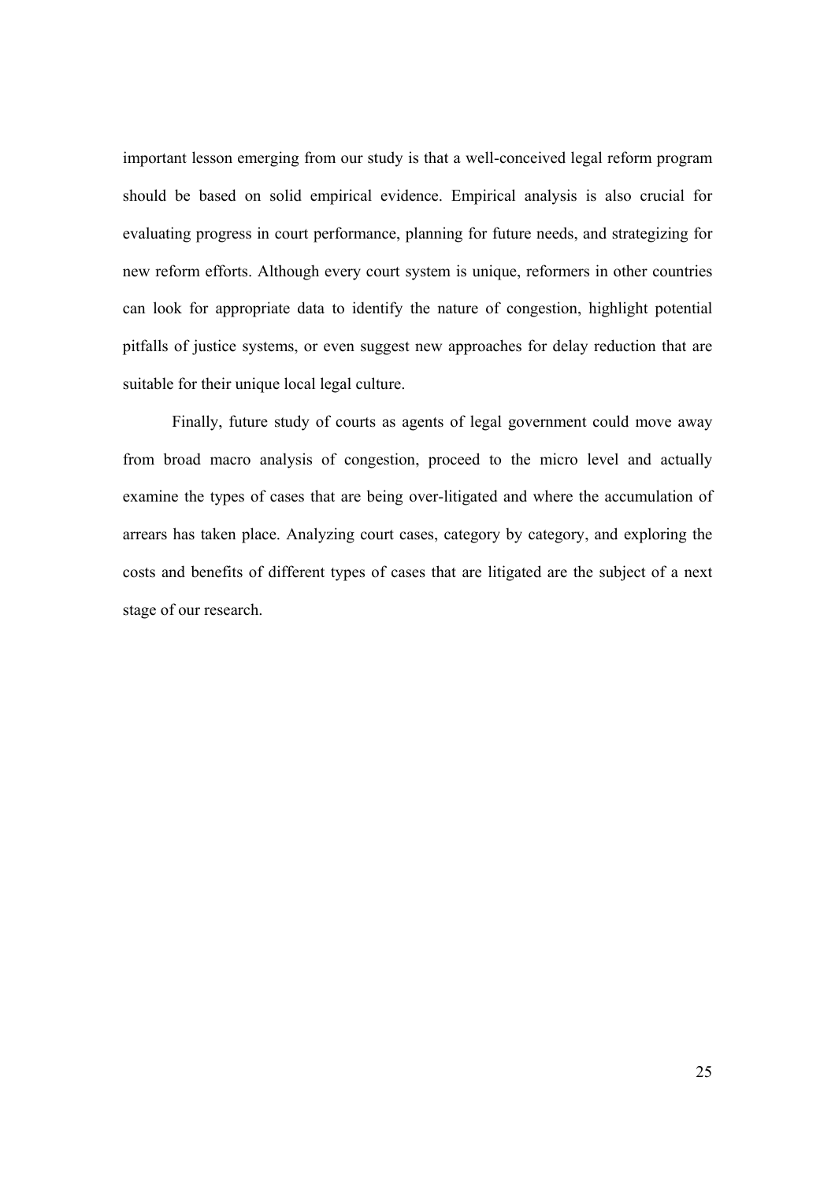important lesson emerging from our study is that a well-conceived legal reform program should be based on solid empirical evidence. Empirical analysis is also crucial for evaluating progress in court performance, planning for future needs, and strategizing for new reform efforts. Although every court system is unique, reformers in other countries can look for appropriate data to identify the nature of congestion, highlight potential pitfalls of justice systems, or even suggest new approaches for delay reduction that are suitable for their unique local legal culture.

Finally, future study of courts as agents of legal government could move away from broad macro analysis of congestion, proceed to the micro level and actually examine the types of cases that are being over-litigated and where the accumulation of arrears has taken place. Analyzing court cases, category by category, and exploring the costs and benefits of different types of cases that are litigated are the subject of a next stage of our research.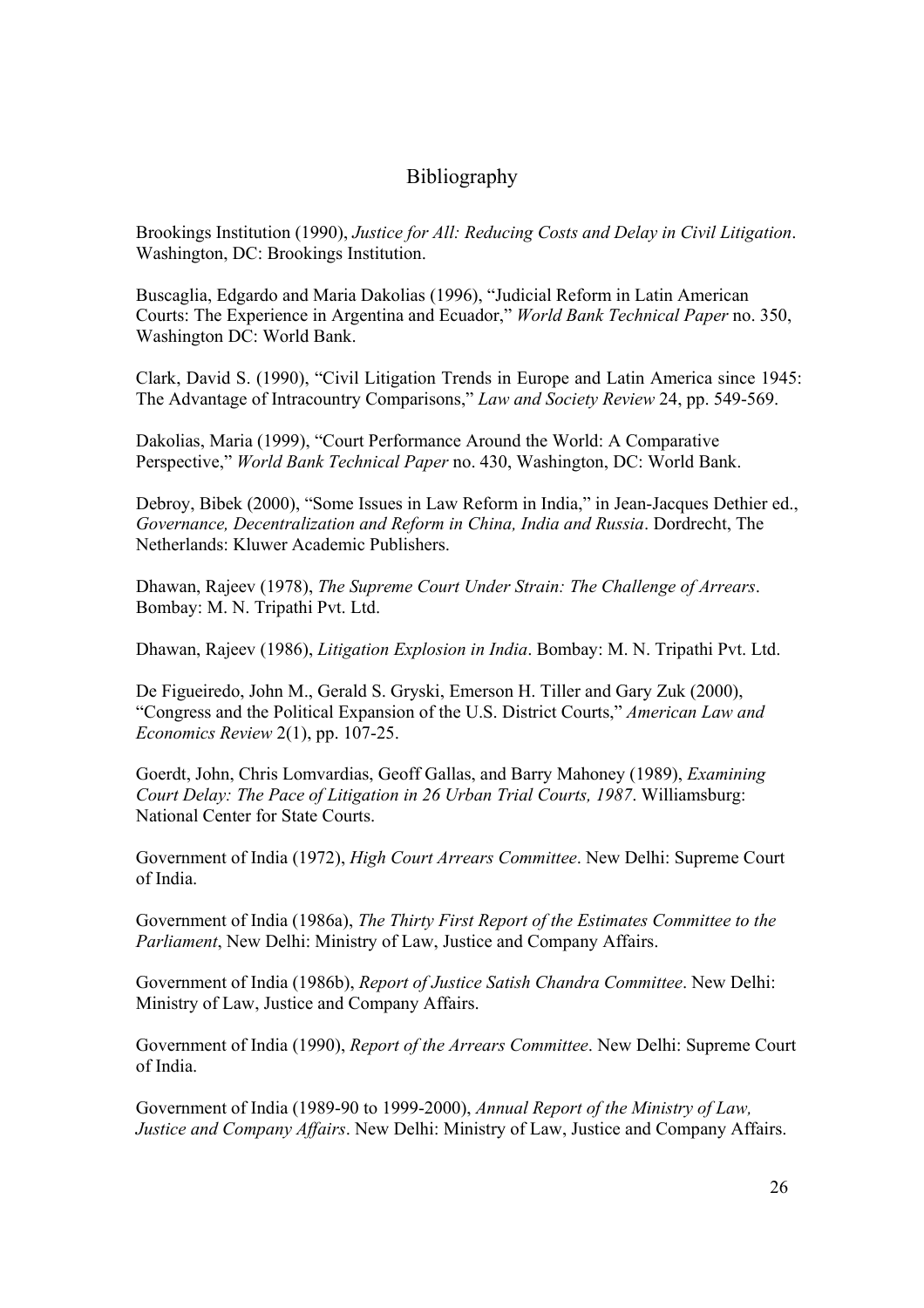## Bibliography

Brookings Institution (1990), *Justice for All: Reducing Costs and Delay in Civil Litigation*. Washington, DC: Brookings Institution.

Buscaglia, Edgardo and Maria Dakolias (1996), "Judicial Reform in Latin American Courts: The Experience in Argentina and Ecuador," *World Bank Technical Paper* no. 350, Washington DC: World Bank.

Clark, David S. (1990), "Civil Litigation Trends in Europe and Latin America since 1945: The Advantage of Intracountry Comparisons," *Law and Society Review* 24, pp. 549-569.

Dakolias, Maria (1999), "Court Performance Around the World: A Comparative Perspective," *World Bank Technical Paper* no. 430, Washington, DC: World Bank.

Debroy, Bibek (2000), "Some Issues in Law Reform in India," in Jean-Jacques Dethier ed., *Governance, Decentralization and Reform in China, India and Russia*. Dordrecht, The Netherlands: Kluwer Academic Publishers.

Dhawan, Rajeev (1978), *The Supreme Court Under Strain: The Challenge of Arrears*. Bombay: M. N. Tripathi Pvt. Ltd.

Dhawan, Rajeev (1986), *Litigation Explosion in India*. Bombay: M. N. Tripathi Pvt. Ltd.

De Figueiredo, John M., Gerald S. Gryski, Emerson H. Tiller and Gary Zuk (2000), "Congress and the Political Expansion of the U.S. District Courts," *American Law and Economics Review* 2(1), pp. 107-25.

Goerdt, John, Chris Lomvardias, Geoff Gallas, and Barry Mahoney (1989), *Examining Court Delay: The Pace of Litigation in 26 Urban Trial Courts, 1987*. Williamsburg: National Center for State Courts.

Government of India (1972), *High Court Arrears Committee*. New Delhi: Supreme Court of India.

Government of India (1986a), *The Thirty First Report of the Estimates Committee to the Parliament*, New Delhi: Ministry of Law, Justice and Company Affairs.

Government of India (1986b), *Report of Justice Satish Chandra Committee*. New Delhi: Ministry of Law, Justice and Company Affairs.

Government of India (1990), *Report of the Arrears Committee*. New Delhi: Supreme Court of India.

Government of India (1989-90 to 1999-2000), *Annual Report of the Ministry of Law, Justice and Company Affairs*. New Delhi: Ministry of Law, Justice and Company Affairs.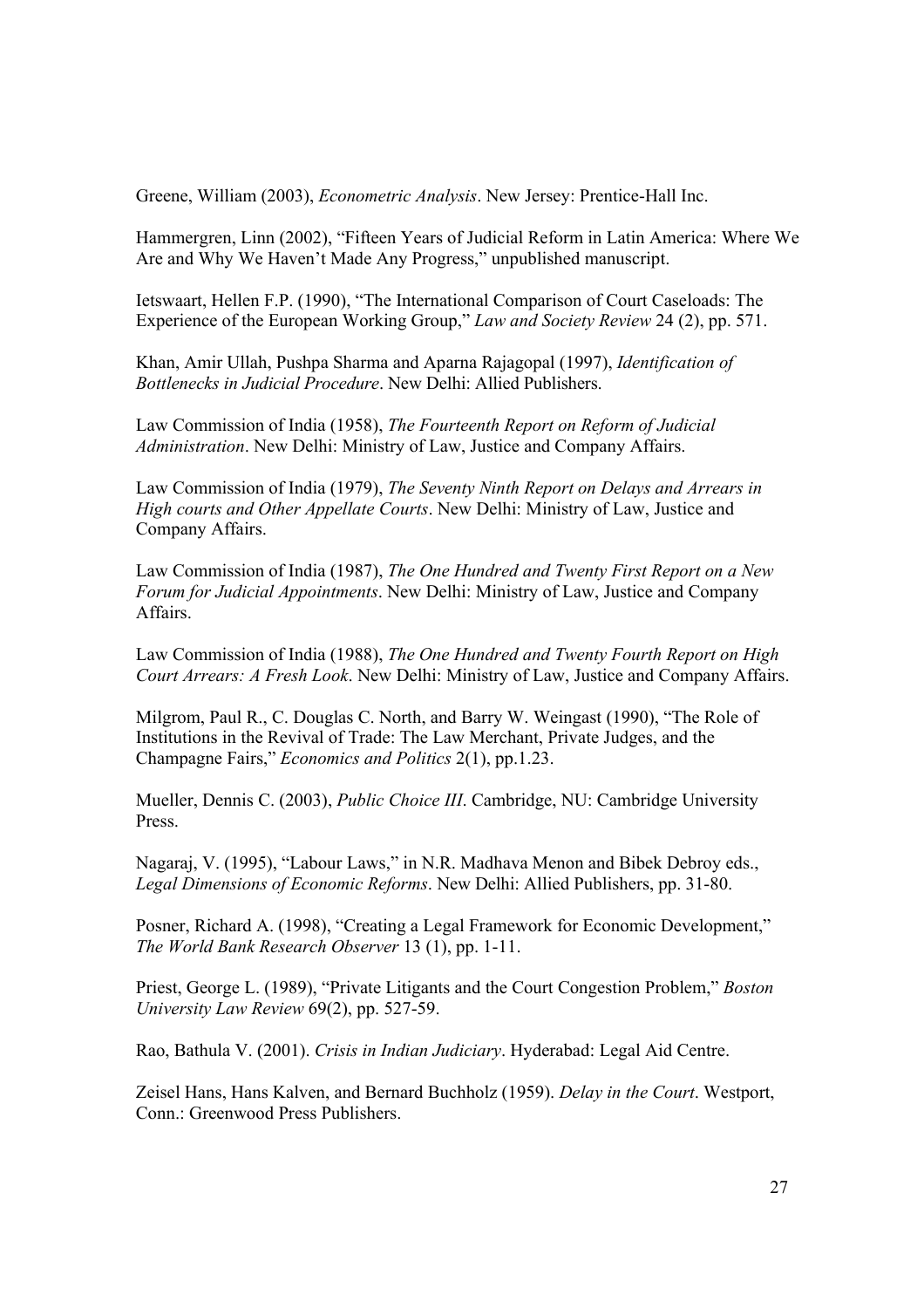Greene, William (2003), *Econometric Analysis*. New Jersey: Prentice-Hall Inc.

Hammergren, Linn (2002), "Fifteen Years of Judicial Reform in Latin America: Where We Are and Why We Haven't Made Any Progress," unpublished manuscript.

Ietswaart, Hellen F.P. (1990), "The International Comparison of Court Caseloads: The Experience of the European Working Group," *Law and Society Review* 24 (2), pp. 571.

Khan, Amir Ullah, Pushpa Sharma and Aparna Rajagopal (1997), *Identification of Bottlenecks in Judicial Procedure*. New Delhi: Allied Publishers.

Law Commission of India (1958), *The Fourteenth Report on Reform of Judicial Administration*. New Delhi: Ministry of Law, Justice and Company Affairs.

Law Commission of India (1979), *The Seventy Ninth Report on Delays and Arrears in High courts and Other Appellate Courts*. New Delhi: Ministry of Law, Justice and Company Affairs.

Law Commission of India (1987), *The One Hundred and Twenty First Report on a New Forum for Judicial Appointments*. New Delhi: Ministry of Law, Justice and Company Affairs.

Law Commission of India (1988), *The One Hundred and Twenty Fourth Report on High Court Arrears: A Fresh Look*. New Delhi: Ministry of Law, Justice and Company Affairs.

Milgrom, Paul R., C. Douglas C. North, and Barry W. Weingast (1990), "The Role of Institutions in the Revival of Trade: The Law Merchant, Private Judges, and the Champagne Fairs," *Economics and Politics* 2(1), pp.1.23.

Mueller, Dennis C. (2003), *Public Choice III*. Cambridge, NU: Cambridge University Press.

Nagaraj, V. (1995), "Labour Laws," in N.R. Madhava Menon and Bibek Debroy eds., *Legal Dimensions of Economic Reforms*. New Delhi: Allied Publishers, pp. 31-80.

Posner, Richard A. (1998), "Creating a Legal Framework for Economic Development," *The World Bank Research Observer* 13 (1), pp. 1-11.

Priest, George L. (1989), "Private Litigants and the Court Congestion Problem," *Boston University Law Review* 69(2), pp. 527-59.

Rao, Bathula V. (2001). *Crisis in Indian Judiciary*. Hyderabad: Legal Aid Centre.

Zeisel Hans, Hans Kalven, and Bernard Buchholz (1959). *Delay in the Court*. Westport, Conn.: Greenwood Press Publishers.